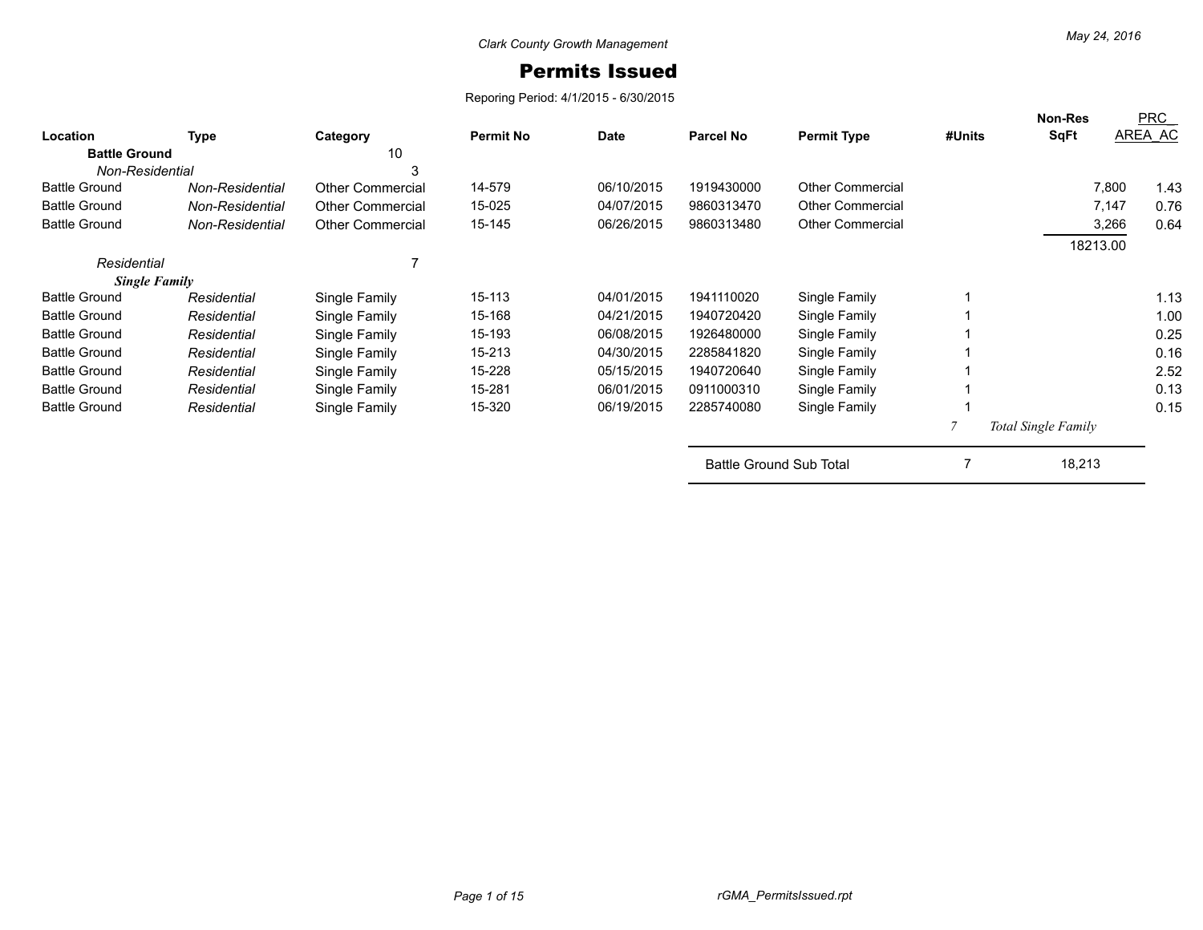Clark County Growth Management

# Permits Issued

Reporing Period: 4/1/2015 - 6/30/2015

May 24, 2016

| Location | Type | Category | Permit No | Date | Parcel No | Permit Type | #Units | Non-Res SqFt | PRC_AREA_AC |
|---|---|---|---|---|---|---|---|---|---|
| **Battle Ground** | | 10 | | | | | | | |
| *Non-Residential* | | 3 | | | | | | | |
| Battle Ground | *Non-Residential* | Other Commercial | 14-579 | 06/10/2015 | 1919430000 | Other Commercial | | 7,800 | 1.43 |
| Battle Ground | *Non-Residential* | Other Commercial | 15-025 | 04/07/2015 | 9860313470 | Other Commercial | | 7,147 | 0.76 |
| Battle Ground | *Non-Residential* | Other Commercial | 15-145 | 06/26/2015 | 9860313480 | Other Commercial | | 3,266 | 0.64 |
| | | | | | | | | 18213.00 | |
| *Residential* | | 7 | | | | | | | |
| ***Single Family*** | | | | | | | | | |
| Battle Ground | *Residential* | Single Family | 15-113 | 04/01/2015 | 1941110020 | Single Family | 1 | | 1.13 |
| Battle Ground | *Residential* | Single Family | 15-168 | 04/21/2015 | 1940720420 | Single Family | 1 | | 1.00 |
| Battle Ground | *Residential* | Single Family | 15-193 | 06/08/2015 | 1926480000 | Single Family | 1 | | 0.25 |
| Battle Ground | *Residential* | Single Family | 15-213 | 04/30/2015 | 2285841820 | Single Family | 1 | | 0.16 |
| Battle Ground | *Residential* | Single Family | 15-228 | 05/15/2015 | 1940720640 | Single Family | 1 | | 2.52 |
| Battle Ground | *Residential* | Single Family | 15-281 | 06/01/2015 | 0911000310 | Single Family | 1 | | 0.13 |
| Battle Ground | *Residential* | Single Family | 15-320 | 06/19/2015 | 2285740080 | Single Family | 1 | | 0.15 |
| | | | | | | | *7* | *Total Single Family* | |
| | | | | | Battle Ground Sub Total | | 7 | 18,213 | |

rGMA_PermitsIssued.rpt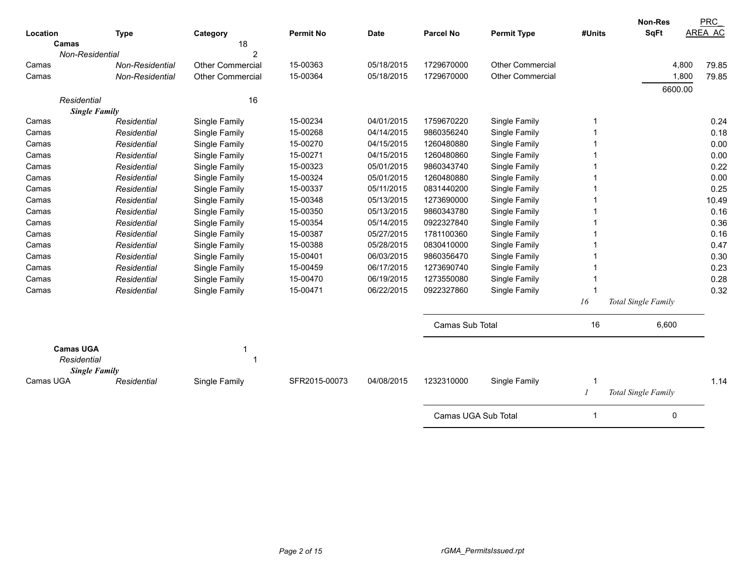| Location | Type | Category | Permit No | Date | Parcel No | Permit Type | #Units | Non-Res SqFt | PRC_ AREA_AC |
|---|---|---|---|---|---|---|---|---|---|
| **Camas** | | 18 | | | | | | | |
| *Non-Residential* | | 2 | | | | | | | |
| Camas | *Non-Residential* | Other Commercial | 15-00363 | 05/18/2015 | 1729670000 | Other Commercial | | 4,800 | 79.85 |
| Camas | *Non-Residential* | Other Commercial | 15-00364 | 05/18/2015 | 1729670000 | Other Commercial | | 1,800 | 79.85 |
| | | | | | | | | 6600.00 | |
| *Residential* | | 16 | | | | | | | |
| ***Single Family*** | | | | | | | | | |
| Camas | *Residential* | Single Family | 15-00234 | 04/01/2015 | 1759670220 | Single Family | 1 | | 0.24 |
| Camas | *Residential* | Single Family | 15-00268 | 04/14/2015 | 9860356240 | Single Family | 1 | | 0.18 |
| Camas | *Residential* | Single Family | 15-00270 | 04/15/2015 | 1260480880 | Single Family | 1 | | 0.00 |
| Camas | *Residential* | Single Family | 15-00271 | 04/15/2015 | 1260480860 | Single Family | 1 | | 0.00 |
| Camas | *Residential* | Single Family | 15-00323 | 05/01/2015 | 9860343740 | Single Family | 1 | | 0.22 |
| Camas | *Residential* | Single Family | 15-00324 | 05/01/2015 | 1260480880 | Single Family | 1 | | 0.00 |
| Camas | *Residential* | Single Family | 15-00337 | 05/11/2015 | 0831440200 | Single Family | 1 | | 0.25 |
| Camas | *Residential* | Single Family | 15-00348 | 05/13/2015 | 1273690000 | Single Family | 1 | | 10.49 |
| Camas | *Residential* | Single Family | 15-00350 | 05/13/2015 | 9860343780 | Single Family | 1 | | 0.16 |
| Camas | *Residential* | Single Family | 15-00354 | 05/14/2015 | 0922327840 | Single Family | 1 | | 0.36 |
| Camas | *Residential* | Single Family | 15-00387 | 05/27/2015 | 1781100360 | Single Family | 1 | | 0.16 |
| Camas | *Residential* | Single Family | 15-00388 | 05/28/2015 | 0830410000 | Single Family | 1 | | 0.47 |
| Camas | *Residential* | Single Family | 15-00401 | 06/03/2015 | 9860356470 | Single Family | 1 | | 0.30 |
| Camas | *Residential* | Single Family | 15-00459 | 06/17/2015 | 1273690740 | Single Family | 1 | | 0.23 |
| Camas | *Residential* | Single Family | 15-00470 | 06/19/2015 | 1273550080 | Single Family | 1 | | 0.28 |
| Camas | *Residential* | Single Family | 15-00471 | 06/22/2015 | 0922327860 | Single Family | 1 | | 0.32 |
| | | | | | | | *16* | *Total Single Family* | |
| | | | | | Camas Sub Total | | 16 | 6,600 | |
| **Camas UGA** | | 1 | | | | | | | |
| *Residential* | | 1 | | | | | | | |
| ***Single Family*** | | | | | | | | | |
| Camas UGA | *Residential* | Single Family | SFR2015-00073 | 04/08/2015 | 1232310000 | Single Family | 1 | | 1.14 |
| | | | | | | | *1* | *Total Single Family* | |
| | | | | | Camas UGA Sub Total | | 1 | 0 | |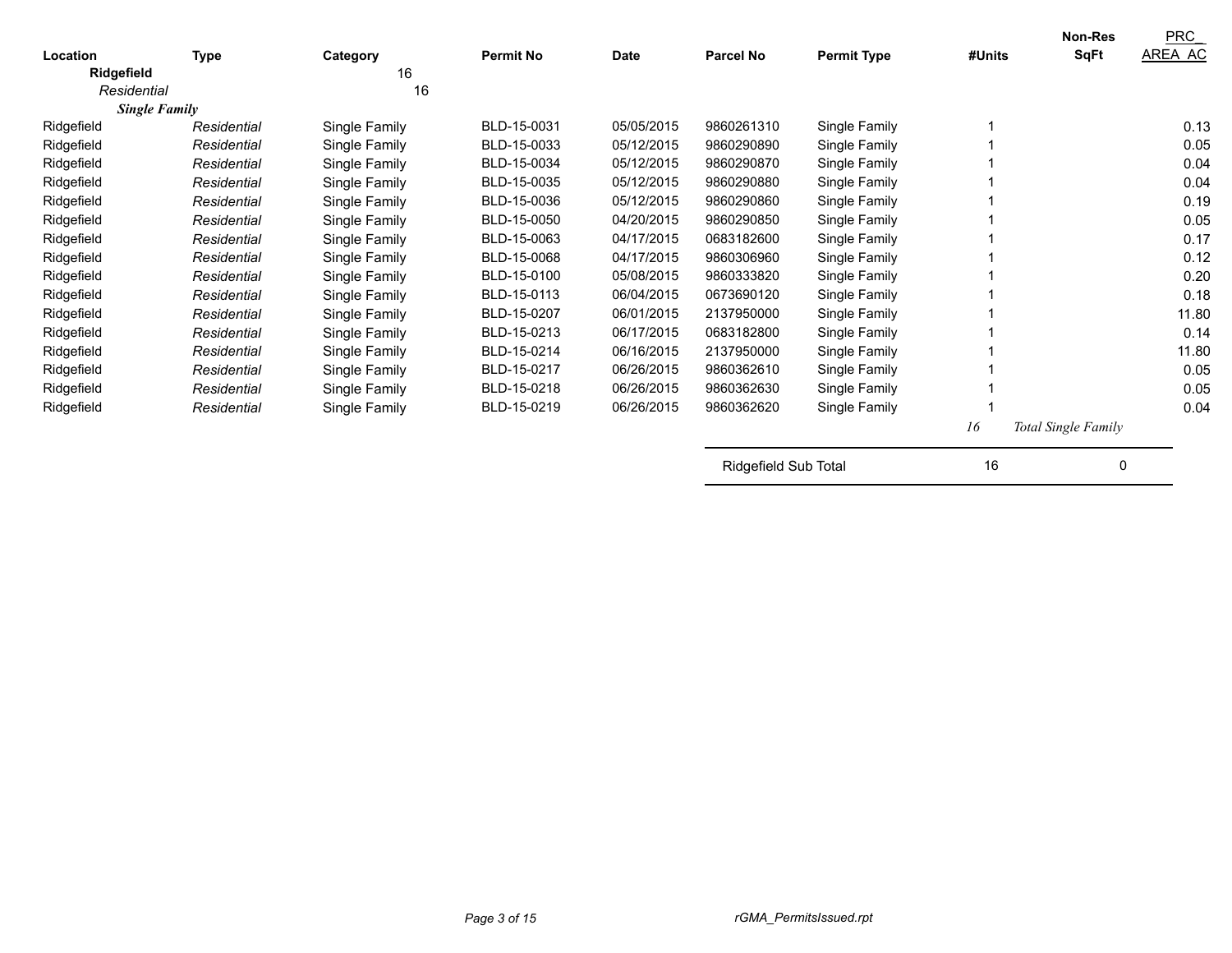| Location | Type | Category | Permit No | Date | Parcel No | Permit Type | #Units | Non-Res SqFt | PRC_ AREA_AC |
|---|---|---|---|---|---|---|---|---|---|
| **Ridgefield** | | 16 | | | | | | | |
| *Residential* | | 16 | | | | | | | |
| ***Single Family*** | | | | | | | | | |
| Ridgefield | *Residential* | Single Family | BLD-15-0031 | 05/05/2015 | 9860261310 | Single Family | 1 | | 0.13 |
| Ridgefield | *Residential* | Single Family | BLD-15-0033 | 05/12/2015 | 9860290890 | Single Family | 1 | | 0.05 |
| Ridgefield | *Residential* | Single Family | BLD-15-0034 | 05/12/2015 | 9860290870 | Single Family | 1 | | 0.04 |
| Ridgefield | *Residential* | Single Family | BLD-15-0035 | 05/12/2015 | 9860290880 | Single Family | 1 | | 0.04 |
| Ridgefield | *Residential* | Single Family | BLD-15-0036 | 05/12/2015 | 9860290860 | Single Family | 1 | | 0.19 |
| Ridgefield | *Residential* | Single Family | BLD-15-0050 | 04/20/2015 | 9860290850 | Single Family | 1 | | 0.05 |
| Ridgefield | *Residential* | Single Family | BLD-15-0063 | 04/17/2015 | 0683182600 | Single Family | 1 | | 0.17 |
| Ridgefield | *Residential* | Single Family | BLD-15-0068 | 04/17/2015 | 9860306960 | Single Family | 1 | | 0.12 |
| Ridgefield | *Residential* | Single Family | BLD-15-0100 | 05/08/2015 | 9860333820 | Single Family | 1 | | 0.20 |
| Ridgefield | *Residential* | Single Family | BLD-15-0113 | 06/04/2015 | 0673690120 | Single Family | 1 | | 0.18 |
| Ridgefield | *Residential* | Single Family | BLD-15-0207 | 06/01/2015 | 2137950000 | Single Family | 1 | | 11.80 |
| Ridgefield | *Residential* | Single Family | BLD-15-0213 | 06/17/2015 | 0683182800 | Single Family | 1 | | 0.14 |
| Ridgefield | *Residential* | Single Family | BLD-15-0214 | 06/16/2015 | 2137950000 | Single Family | 1 | | 11.80 |
| Ridgefield | *Residential* | Single Family | BLD-15-0217 | 06/26/2015 | 9860362610 | Single Family | 1 | | 0.05 |
| Ridgefield | *Residential* | Single Family | BLD-15-0218 | 06/26/2015 | 9860362630 | Single Family | 1 | | 0.05 |
| Ridgefield | *Residential* | Single Family | BLD-15-0219 | 06/26/2015 | 9860362620 | Single Family | 1 | | 0.04 |
| | | | | | | | *16* | *Total Single Family* | |
| | | | | | Ridgefield Sub Total | | 16 | 0 | |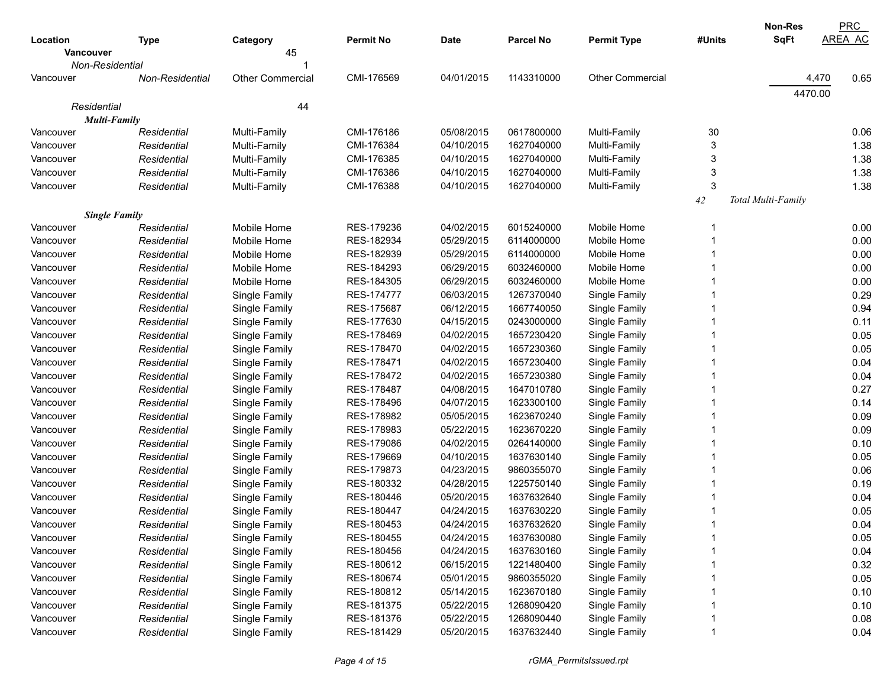| Location | Type | Category | Permit No | Date | Parcel No | Permit Type | #Units | Non-Res SqFt | PRC_ AREA_AC |
|---|---|---|---|---|---|---|---|---|---|
| **Vancouver** | | 45 | | | | | | | |
| *Non-Residential* | | 1 | | | | | | | |
| Vancouver | *Non-Residential* | Other Commercial | CMI-176569 | 04/01/2015 | 1143310000 | Other Commercial | | 4,470 | 0.65 |
| | | | | | | | | 4470.00 | |
| *Residential* | | 44 | | | | | | | |
| ***Multi-Family*** | | | | | | | | | |
| Vancouver | *Residential* | Multi-Family | CMI-176186 | 05/08/2015 | 0617800000 | Multi-Family | 30 | | 0.06 |
| Vancouver | *Residential* | Multi-Family | CMI-176384 | 04/10/2015 | 1627040000 | Multi-Family | 3 | | 1.38 |
| Vancouver | *Residential* | Multi-Family | CMI-176385 | 04/10/2015 | 1627040000 | Multi-Family | 3 | | 1.38 |
| Vancouver | *Residential* | Multi-Family | CMI-176386 | 04/10/2015 | 1627040000 | Multi-Family | 3 | | 1.38 |
| Vancouver | *Residential* | Multi-Family | CMI-176388 | 04/10/2015 | 1627040000 | Multi-Family | 3 | | 1.38 |
| | | | | | | | *42* | *Total Multi-Family* | |
| ***Single Family*** | | | | | | | | | |
| Vancouver | *Residential* | Mobile Home | RES-179236 | 04/02/2015 | 6015240000 | Mobile Home | 1 | | 0.00 |
| Vancouver | *Residential* | Mobile Home | RES-182934 | 05/29/2015 | 6114000000 | Mobile Home | 1 | | 0.00 |
| Vancouver | *Residential* | Mobile Home | RES-182939 | 05/29/2015 | 6114000000 | Mobile Home | 1 | | 0.00 |
| Vancouver | *Residential* | Mobile Home | RES-184293 | 06/29/2015 | 6032460000 | Mobile Home | 1 | | 0.00 |
| Vancouver | *Residential* | Mobile Home | RES-184305 | 06/29/2015 | 6032460000 | Mobile Home | 1 | | 0.00 |
| Vancouver | *Residential* | Single Family | RES-174777 | 06/03/2015 | 1267370040 | Single Family | 1 | | 0.29 |
| Vancouver | *Residential* | Single Family | RES-175687 | 06/12/2015 | 1667740050 | Single Family | 1 | | 0.94 |
| Vancouver | *Residential* | Single Family | RES-177630 | 04/15/2015 | 0243000000 | Single Family | 1 | | 0.11 |
| Vancouver | *Residential* | Single Family | RES-178469 | 04/02/2015 | 1657230420 | Single Family | 1 | | 0.05 |
| Vancouver | *Residential* | Single Family | RES-178470 | 04/02/2015 | 1657230360 | Single Family | 1 | | 0.05 |
| Vancouver | *Residential* | Single Family | RES-178471 | 04/02/2015 | 1657230400 | Single Family | 1 | | 0.04 |
| Vancouver | *Residential* | Single Family | RES-178472 | 04/02/2015 | 1657230380 | Single Family | 1 | | 0.04 |
| Vancouver | *Residential* | Single Family | RES-178487 | 04/08/2015 | 1647010780 | Single Family | 1 | | 0.27 |
| Vancouver | *Residential* | Single Family | RES-178496 | 04/07/2015 | 1623300100 | Single Family | 1 | | 0.14 |
| Vancouver | *Residential* | Single Family | RES-178982 | 05/05/2015 | 1623670240 | Single Family | 1 | | 0.09 |
| Vancouver | *Residential* | Single Family | RES-178983 | 05/22/2015 | 1623670220 | Single Family | 1 | | 0.09 |
| Vancouver | *Residential* | Single Family | RES-179086 | 04/02/2015 | 0264140000 | Single Family | 1 | | 0.10 |
| Vancouver | *Residential* | Single Family | RES-179669 | 04/10/2015 | 1637630140 | Single Family | 1 | | 0.05 |
| Vancouver | *Residential* | Single Family | RES-179873 | 04/23/2015 | 9860355070 | Single Family | 1 | | 0.06 |
| Vancouver | *Residential* | Single Family | RES-180332 | 04/28/2015 | 1225750140 | Single Family | 1 | | 0.19 |
| Vancouver | *Residential* | Single Family | RES-180446 | 05/20/2015 | 1637632640 | Single Family | 1 | | 0.04 |
| Vancouver | *Residential* | Single Family | RES-180447 | 04/24/2015 | 1637630220 | Single Family | 1 | | 0.05 |
| Vancouver | *Residential* | Single Family | RES-180453 | 04/24/2015 | 1637632620 | Single Family | 1 | | 0.04 |
| Vancouver | *Residential* | Single Family | RES-180455 | 04/24/2015 | 1637630080 | Single Family | 1 | | 0.05 |
| Vancouver | *Residential* | Single Family | RES-180456 | 04/24/2015 | 1637630160 | Single Family | 1 | | 0.04 |
| Vancouver | *Residential* | Single Family | RES-180612 | 06/15/2015 | 1221480400 | Single Family | 1 | | 0.32 |
| Vancouver | *Residential* | Single Family | RES-180674 | 05/01/2015 | 9860355020 | Single Family | 1 | | 0.05 |
| Vancouver | *Residential* | Single Family | RES-180812 | 05/14/2015 | 1623670180 | Single Family | 1 | | 0.10 |
| Vancouver | *Residential* | Single Family | RES-181375 | 05/22/2015 | 1268090420 | Single Family | 1 | | 0.10 |
| Vancouver | *Residential* | Single Family | RES-181376 | 05/22/2015 | 1268090440 | Single Family | 1 | | 0.08 |
| Vancouver | *Residential* | Single Family | RES-181429 | 05/20/2015 | 1637632440 | Single Family | 1 | | 0.04 |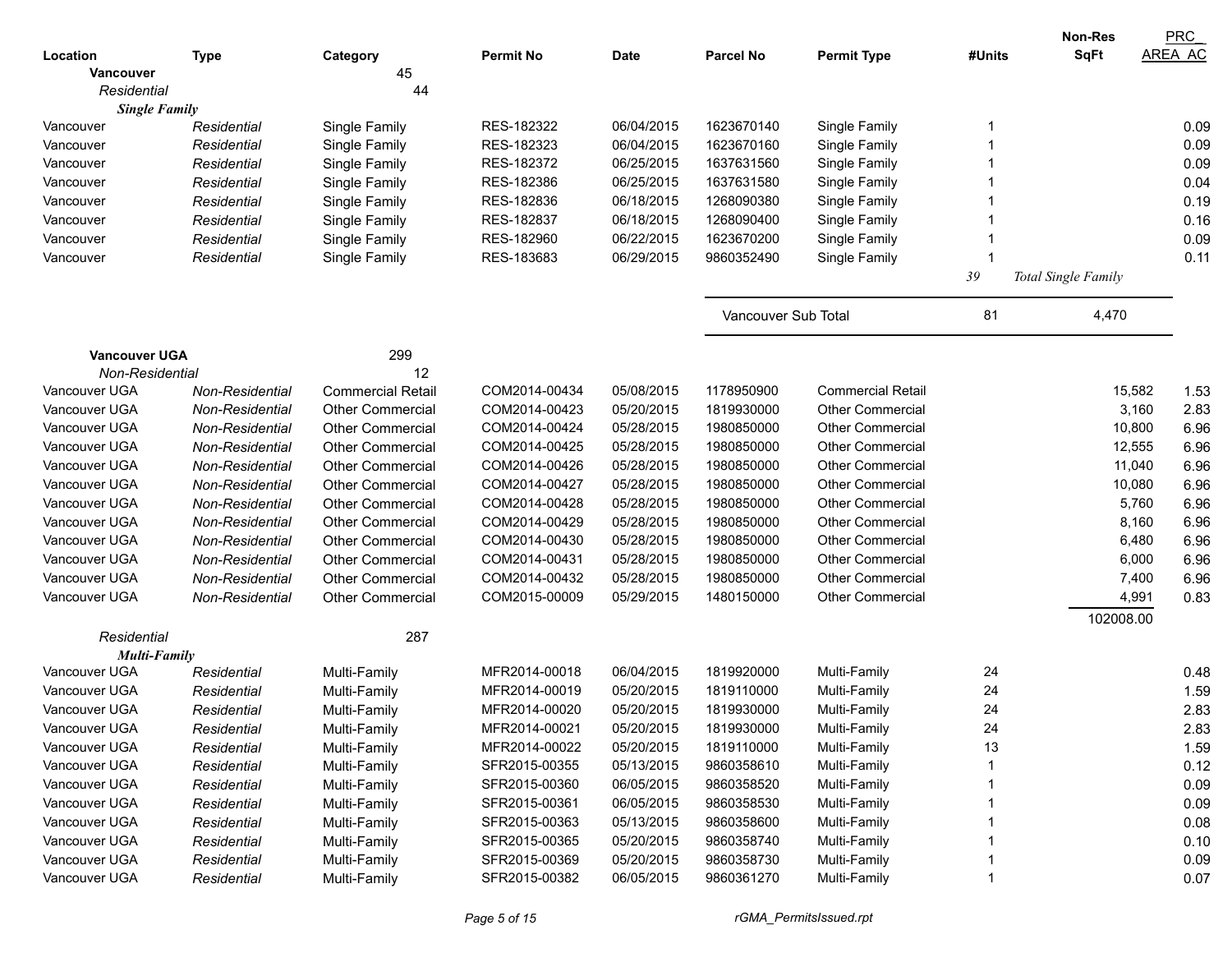| Location | Type | Category | Permit No | Date | Parcel No | Permit Type | #Units | Non-Res SqFt | PRC_ AREA_AC |
|---|---|---|---|---|---|---|---|---|---|
| **Vancouver** | | 45 | | | | | | | |
| *Residential* | | 44 | | | | | | | |
| ***Single Family*** | | | | | | | | | |
| Vancouver | *Residential* | Single Family | RES-182322 | 06/04/2015 | 1623670140 | Single Family | 1 | | 0.09 |
| Vancouver | *Residential* | Single Family | RES-182323 | 06/04/2015 | 1623670160 | Single Family | 1 | | 0.09 |
| Vancouver | *Residential* | Single Family | RES-182372 | 06/25/2015 | 1637631560 | Single Family | 1 | | 0.09 |
| Vancouver | *Residential* | Single Family | RES-182386 | 06/25/2015 | 1637631580 | Single Family | 1 | | 0.04 |
| Vancouver | *Residential* | Single Family | RES-182836 | 06/18/2015 | 1268090380 | Single Family | 1 | | 0.19 |
| Vancouver | *Residential* | Single Family | RES-182837 | 06/18/2015 | 1268090400 | Single Family | 1 | | 0.16 |
| Vancouver | *Residential* | Single Family | RES-182960 | 06/22/2015 | 1623670200 | Single Family | 1 | | 0.09 |
| Vancouver | *Residential* | Single Family | RES-183683 | 06/29/2015 | 9860352490 | Single Family | 1 | | 0.11 |
| | | | | | | | *39* | *Total Single Family* | |
| | | | | | Vancouver Sub Total | | 81 | 4,470 | |
| **Vancouver UGA** | | 299 | | | | | | | |
| *Non-Residential* | | 12 | | | | | | | |
| Vancouver UGA | *Non-Residential* | Commercial Retail | COM2014-00434 | 05/08/2015 | 1178950900 | Commercial Retail | | 15,582 | 1.53 |
| Vancouver UGA | *Non-Residential* | Other Commercial | COM2014-00423 | 05/20/2015 | 1819930000 | Other Commercial | | 3,160 | 2.83 |
| Vancouver UGA | *Non-Residential* | Other Commercial | COM2014-00424 | 05/28/2015 | 1980850000 | Other Commercial | | 10,800 | 6.96 |
| Vancouver UGA | *Non-Residential* | Other Commercial | COM2014-00425 | 05/28/2015 | 1980850000 | Other Commercial | | 12,555 | 6.96 |
| Vancouver UGA | *Non-Residential* | Other Commercial | COM2014-00426 | 05/28/2015 | 1980850000 | Other Commercial | | 11,040 | 6.96 |
| Vancouver UGA | *Non-Residential* | Other Commercial | COM2014-00427 | 05/28/2015 | 1980850000 | Other Commercial | | 10,080 | 6.96 |
| Vancouver UGA | *Non-Residential* | Other Commercial | COM2014-00428 | 05/28/2015 | 1980850000 | Other Commercial | | 5,760 | 6.96 |
| Vancouver UGA | *Non-Residential* | Other Commercial | COM2014-00429 | 05/28/2015 | 1980850000 | Other Commercial | | 8,160 | 6.96 |
| Vancouver UGA | *Non-Residential* | Other Commercial | COM2014-00430 | 05/28/2015 | 1980850000 | Other Commercial | | 6,480 | 6.96 |
| Vancouver UGA | *Non-Residential* | Other Commercial | COM2014-00431 | 05/28/2015 | 1980850000 | Other Commercial | | 6,000 | 6.96 |
| Vancouver UGA | *Non-Residential* | Other Commercial | COM2014-00432 | 05/28/2015 | 1980850000 | Other Commercial | | 7,400 | 6.96 |
| Vancouver UGA | *Non-Residential* | Other Commercial | COM2015-00009 | 05/29/2015 | 1480150000 | Other Commercial | | 4,991 | 0.83 |
| | | | | | | | | 102008.00 | |
| *Residential* | | 287 | | | | | | | |
| ***Multi-Family*** | | | | | | | | | |
| Vancouver UGA | *Residential* | Multi-Family | MFR2014-00018 | 06/04/2015 | 1819920000 | Multi-Family | 24 | | 0.48 |
| Vancouver UGA | *Residential* | Multi-Family | MFR2014-00019 | 05/20/2015 | 1819110000 | Multi-Family | 24 | | 1.59 |
| Vancouver UGA | *Residential* | Multi-Family | MFR2014-00020 | 05/20/2015 | 1819930000 | Multi-Family | 24 | | 2.83 |
| Vancouver UGA | *Residential* | Multi-Family | MFR2014-00021 | 05/20/2015 | 1819930000 | Multi-Family | 24 | | 2.83 |
| Vancouver UGA | *Residential* | Multi-Family | MFR2014-00022 | 05/20/2015 | 1819110000 | Multi-Family | 13 | | 1.59 |
| Vancouver UGA | *Residential* | Multi-Family | SFR2015-00355 | 05/13/2015 | 9860358610 | Multi-Family | 1 | | 0.12 |
| Vancouver UGA | *Residential* | Multi-Family | SFR2015-00360 | 06/05/2015 | 9860358520 | Multi-Family | 1 | | 0.09 |
| Vancouver UGA | *Residential* | Multi-Family | SFR2015-00361 | 06/05/2015 | 9860358530 | Multi-Family | 1 | | 0.09 |
| Vancouver UGA | *Residential* | Multi-Family | SFR2015-00363 | 05/13/2015 | 9860358600 | Multi-Family | 1 | | 0.08 |
| Vancouver UGA | *Residential* | Multi-Family | SFR2015-00365 | 05/20/2015 | 9860358740 | Multi-Family | 1 | | 0.10 |
| Vancouver UGA | *Residential* | Multi-Family | SFR2015-00369 | 05/20/2015 | 9860358730 | Multi-Family | 1 | | 0.09 |
| Vancouver UGA | *Residential* | Multi-Family | SFR2015-00382 | 06/05/2015 | 9860361270 | Multi-Family | 1 | | 0.07 |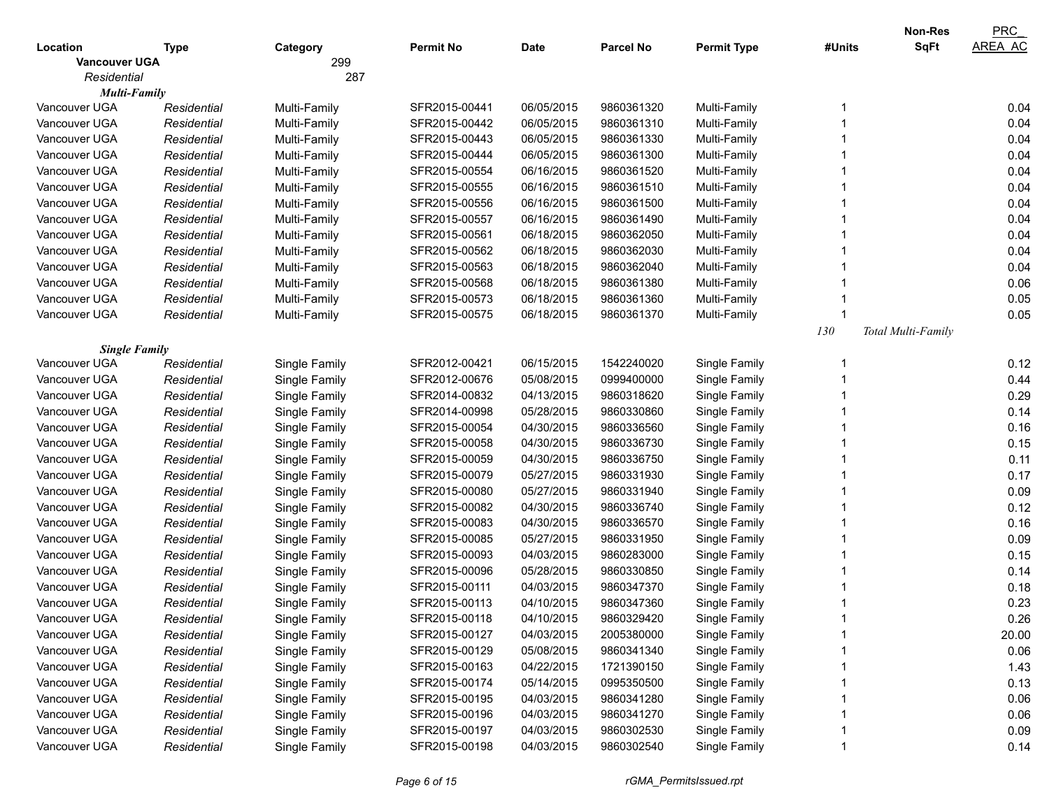| Location | Type | Category | Permit No | Date | Parcel No | Permit Type | #Units | Non-Res SqFt | PRC_ AREA_AC |
|---|---|---|---|---|---|---|---|---|---|
| **Vancouver UGA** | | 299 | | | | | | | |
| *Residential* | | 287 | | | | | | | |
| ***Multi-Family*** | | | | | | | | | |
| Vancouver UGA | *Residential* | Multi-Family | SFR2015-00441 | 06/05/2015 | 9860361320 | Multi-Family | 1 | | 0.04 |
| Vancouver UGA | *Residential* | Multi-Family | SFR2015-00442 | 06/05/2015 | 9860361310 | Multi-Family | 1 | | 0.04 |
| Vancouver UGA | *Residential* | Multi-Family | SFR2015-00443 | 06/05/2015 | 9860361330 | Multi-Family | 1 | | 0.04 |
| Vancouver UGA | *Residential* | Multi-Family | SFR2015-00444 | 06/05/2015 | 9860361300 | Multi-Family | 1 | | 0.04 |
| Vancouver UGA | *Residential* | Multi-Family | SFR2015-00554 | 06/16/2015 | 9860361520 | Multi-Family | 1 | | 0.04 |
| Vancouver UGA | *Residential* | Multi-Family | SFR2015-00555 | 06/16/2015 | 9860361510 | Multi-Family | 1 | | 0.04 |
| Vancouver UGA | *Residential* | Multi-Family | SFR2015-00556 | 06/16/2015 | 9860361500 | Multi-Family | 1 | | 0.04 |
| Vancouver UGA | *Residential* | Multi-Family | SFR2015-00557 | 06/16/2015 | 9860361490 | Multi-Family | 1 | | 0.04 |
| Vancouver UGA | *Residential* | Multi-Family | SFR2015-00561 | 06/18/2015 | 9860362050 | Multi-Family | 1 | | 0.04 |
| Vancouver UGA | *Residential* | Multi-Family | SFR2015-00562 | 06/18/2015 | 9860362030 | Multi-Family | 1 | | 0.04 |
| Vancouver UGA | *Residential* | Multi-Family | SFR2015-00563 | 06/18/2015 | 9860362040 | Multi-Family | 1 | | 0.04 |
| Vancouver UGA | *Residential* | Multi-Family | SFR2015-00568 | 06/18/2015 | 9860361380 | Multi-Family | 1 | | 0.06 |
| Vancouver UGA | *Residential* | Multi-Family | SFR2015-00573 | 06/18/2015 | 9860361360 | Multi-Family | 1 | | 0.05 |
| Vancouver UGA | *Residential* | Multi-Family | SFR2015-00575 | 06/18/2015 | 9860361370 | Multi-Family | 1 | | 0.05 |
| | | | | | | | *130* | *Total Multi-Family* | |
| ***Single Family*** | | | | | | | | | |
| Vancouver UGA | *Residential* | Single Family | SFR2012-00421 | 06/15/2015 | 1542240020 | Single Family | 1 | | 0.12 |
| Vancouver UGA | *Residential* | Single Family | SFR2012-00676 | 05/08/2015 | 0999400000 | Single Family | 1 | | 0.44 |
| Vancouver UGA | *Residential* | Single Family | SFR2014-00832 | 04/13/2015 | 9860318620 | Single Family | 1 | | 0.29 |
| Vancouver UGA | *Residential* | Single Family | SFR2014-00998 | 05/28/2015 | 9860330860 | Single Family | 1 | | 0.14 |
| Vancouver UGA | *Residential* | Single Family | SFR2015-00054 | 04/30/2015 | 9860336560 | Single Family | 1 | | 0.16 |
| Vancouver UGA | *Residential* | Single Family | SFR2015-00058 | 04/30/2015 | 9860336730 | Single Family | 1 | | 0.15 |
| Vancouver UGA | *Residential* | Single Family | SFR2015-00059 | 04/30/2015 | 9860336750 | Single Family | 1 | | 0.11 |
| Vancouver UGA | *Residential* | Single Family | SFR2015-00079 | 05/27/2015 | 9860331930 | Single Family | 1 | | 0.17 |
| Vancouver UGA | *Residential* | Single Family | SFR2015-00080 | 05/27/2015 | 9860331940 | Single Family | 1 | | 0.09 |
| Vancouver UGA | *Residential* | Single Family | SFR2015-00082 | 04/30/2015 | 9860336740 | Single Family | 1 | | 0.12 |
| Vancouver UGA | *Residential* | Single Family | SFR2015-00083 | 04/30/2015 | 9860336570 | Single Family | 1 | | 0.16 |
| Vancouver UGA | *Residential* | Single Family | SFR2015-00085 | 05/27/2015 | 9860331950 | Single Family | 1 | | 0.09 |
| Vancouver UGA | *Residential* | Single Family | SFR2015-00093 | 04/03/2015 | 9860283000 | Single Family | 1 | | 0.15 |
| Vancouver UGA | *Residential* | Single Family | SFR2015-00096 | 05/28/2015 | 9860330850 | Single Family | 1 | | 0.14 |
| Vancouver UGA | *Residential* | Single Family | SFR2015-00111 | 04/03/2015 | 9860347370 | Single Family | 1 | | 0.18 |
| Vancouver UGA | *Residential* | Single Family | SFR2015-00113 | 04/10/2015 | 9860347360 | Single Family | 1 | | 0.23 |
| Vancouver UGA | *Residential* | Single Family | SFR2015-00118 | 04/10/2015 | 9860329420 | Single Family | 1 | | 0.26 |
| Vancouver UGA | *Residential* | Single Family | SFR2015-00127 | 04/03/2015 | 2005380000 | Single Family | 1 | | 20.00 |
| Vancouver UGA | *Residential* | Single Family | SFR2015-00129 | 05/08/2015 | 9860341340 | Single Family | 1 | | 0.06 |
| Vancouver UGA | *Residential* | Single Family | SFR2015-00163 | 04/22/2015 | 1721390150 | Single Family | 1 | | 1.43 |
| Vancouver UGA | *Residential* | Single Family | SFR2015-00174 | 05/14/2015 | 0995350500 | Single Family | 1 | | 0.13 |
| Vancouver UGA | *Residential* | Single Family | SFR2015-00195 | 04/03/2015 | 9860341280 | Single Family | 1 | | 0.06 |
| Vancouver UGA | *Residential* | Single Family | SFR2015-00196 | 04/03/2015 | 9860341270 | Single Family | 1 | | 0.06 |
| Vancouver UGA | *Residential* | Single Family | SFR2015-00197 | 04/03/2015 | 9860302530 | Single Family | 1 | | 0.09 |
| Vancouver UGA | *Residential* | Single Family | SFR2015-00198 | 04/03/2015 | 9860302540 | Single Family | 1 | | 0.14 |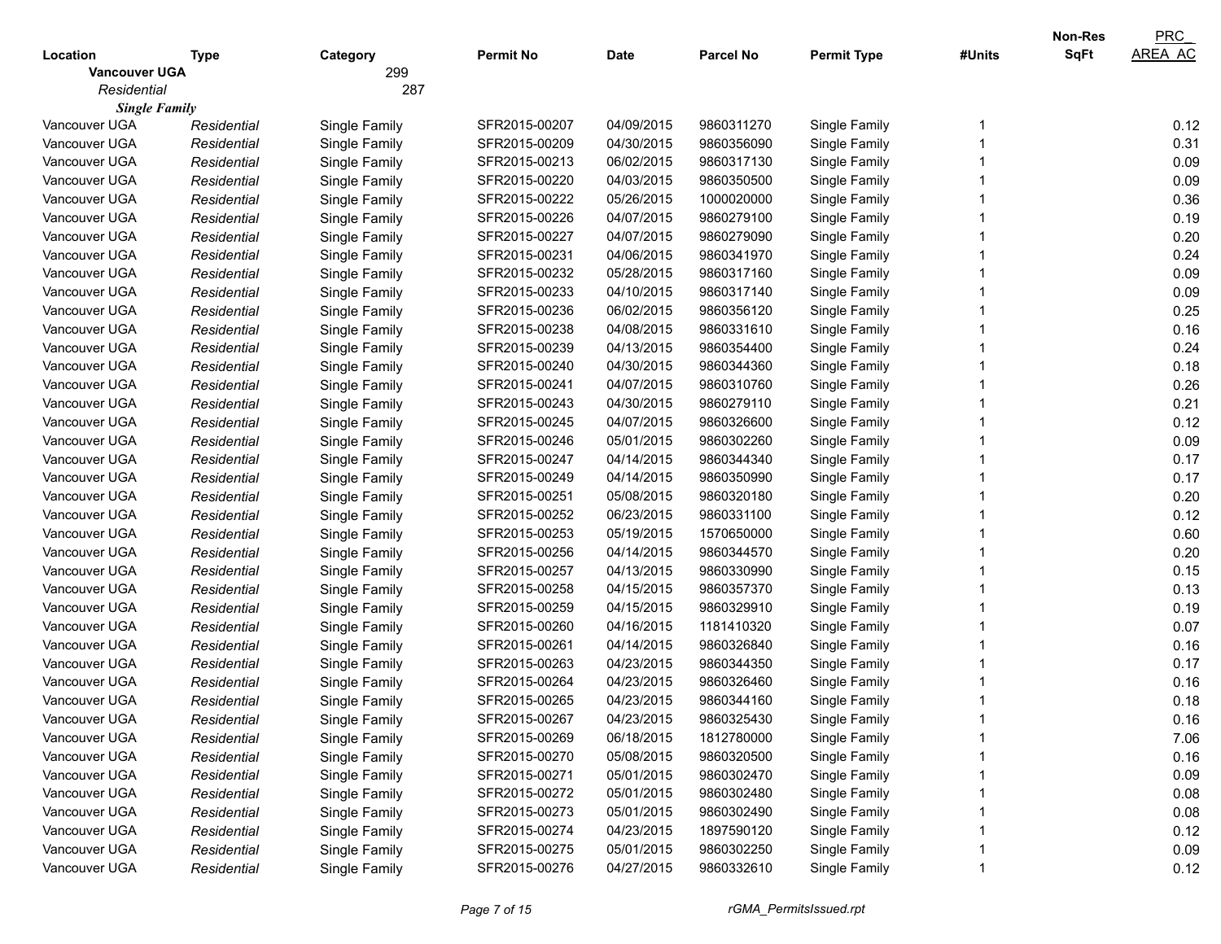| Location | Type | Category | Permit No | Date | Parcel No | Permit Type | #Units | Non-Res SqFt | PRC_ AREA_AC |
|---|---|---|---|---|---|---|---|---|---|
| **Vancouver UGA** | | 299 | | | | | | | |
| *Residential* | | 287 | | | | | | | |
| ***Single Family*** | | | | | | | | | |
| Vancouver UGA | *Residential* | Single Family | SFR2015-00207 | 04/09/2015 | 9860311270 | Single Family | 1 | | 0.12 |
| Vancouver UGA | *Residential* | Single Family | SFR2015-00209 | 04/30/2015 | 9860356090 | Single Family | 1 | | 0.31 |
| Vancouver UGA | *Residential* | Single Family | SFR2015-00213 | 06/02/2015 | 9860317130 | Single Family | 1 | | 0.09 |
| Vancouver UGA | *Residential* | Single Family | SFR2015-00220 | 04/03/2015 | 9860350500 | Single Family | 1 | | 0.09 |
| Vancouver UGA | *Residential* | Single Family | SFR2015-00222 | 05/26/2015 | 1000020000 | Single Family | 1 | | 0.36 |
| Vancouver UGA | *Residential* | Single Family | SFR2015-00226 | 04/07/2015 | 9860279100 | Single Family | 1 | | 0.19 |
| Vancouver UGA | *Residential* | Single Family | SFR2015-00227 | 04/07/2015 | 9860279090 | Single Family | 1 | | 0.20 |
| Vancouver UGA | *Residential* | Single Family | SFR2015-00231 | 04/06/2015 | 9860341970 | Single Family | 1 | | 0.24 |
| Vancouver UGA | *Residential* | Single Family | SFR2015-00232 | 05/28/2015 | 9860317160 | Single Family | 1 | | 0.09 |
| Vancouver UGA | *Residential* | Single Family | SFR2015-00233 | 04/10/2015 | 9860317140 | Single Family | 1 | | 0.09 |
| Vancouver UGA | *Residential* | Single Family | SFR2015-00236 | 06/02/2015 | 9860356120 | Single Family | 1 | | 0.25 |
| Vancouver UGA | *Residential* | Single Family | SFR2015-00238 | 04/08/2015 | 9860331610 | Single Family | 1 | | 0.16 |
| Vancouver UGA | *Residential* | Single Family | SFR2015-00239 | 04/13/2015 | 9860354400 | Single Family | 1 | | 0.24 |
| Vancouver UGA | *Residential* | Single Family | SFR2015-00240 | 04/30/2015 | 9860344360 | Single Family | 1 | | 0.18 |
| Vancouver UGA | *Residential* | Single Family | SFR2015-00241 | 04/07/2015 | 9860310760 | Single Family | 1 | | 0.26 |
| Vancouver UGA | *Residential* | Single Family | SFR2015-00243 | 04/30/2015 | 9860279110 | Single Family | 1 | | 0.21 |
| Vancouver UGA | *Residential* | Single Family | SFR2015-00245 | 04/07/2015 | 9860326600 | Single Family | 1 | | 0.12 |
| Vancouver UGA | *Residential* | Single Family | SFR2015-00246 | 05/01/2015 | 9860302260 | Single Family | 1 | | 0.09 |
| Vancouver UGA | *Residential* | Single Family | SFR2015-00247 | 04/14/2015 | 9860344340 | Single Family | 1 | | 0.17 |
| Vancouver UGA | *Residential* | Single Family | SFR2015-00249 | 04/14/2015 | 9860350990 | Single Family | 1 | | 0.17 |
| Vancouver UGA | *Residential* | Single Family | SFR2015-00251 | 05/08/2015 | 9860320180 | Single Family | 1 | | 0.20 |
| Vancouver UGA | *Residential* | Single Family | SFR2015-00252 | 06/23/2015 | 9860331100 | Single Family | 1 | | 0.12 |
| Vancouver UGA | *Residential* | Single Family | SFR2015-00253 | 05/19/2015 | 1570650000 | Single Family | 1 | | 0.60 |
| Vancouver UGA | *Residential* | Single Family | SFR2015-00256 | 04/14/2015 | 9860344570 | Single Family | 1 | | 0.20 |
| Vancouver UGA | *Residential* | Single Family | SFR2015-00257 | 04/13/2015 | 9860330990 | Single Family | 1 | | 0.15 |
| Vancouver UGA | *Residential* | Single Family | SFR2015-00258 | 04/15/2015 | 9860357370 | Single Family | 1 | | 0.13 |
| Vancouver UGA | *Residential* | Single Family | SFR2015-00259 | 04/15/2015 | 9860329910 | Single Family | 1 | | 0.19 |
| Vancouver UGA | *Residential* | Single Family | SFR2015-00260 | 04/16/2015 | 1181410320 | Single Family | 1 | | 0.07 |
| Vancouver UGA | *Residential* | Single Family | SFR2015-00261 | 04/14/2015 | 9860326840 | Single Family | 1 | | 0.16 |
| Vancouver UGA | *Residential* | Single Family | SFR2015-00263 | 04/23/2015 | 9860344350 | Single Family | 1 | | 0.17 |
| Vancouver UGA | *Residential* | Single Family | SFR2015-00264 | 04/23/2015 | 9860326460 | Single Family | 1 | | 0.16 |
| Vancouver UGA | *Residential* | Single Family | SFR2015-00265 | 04/23/2015 | 9860344160 | Single Family | 1 | | 0.18 |
| Vancouver UGA | *Residential* | Single Family | SFR2015-00267 | 04/23/2015 | 9860325430 | Single Family | 1 | | 0.16 |
| Vancouver UGA | *Residential* | Single Family | SFR2015-00269 | 06/18/2015 | 1812780000 | Single Family | 1 | | 7.06 |
| Vancouver UGA | *Residential* | Single Family | SFR2015-00270 | 05/08/2015 | 9860320500 | Single Family | 1 | | 0.16 |
| Vancouver UGA | *Residential* | Single Family | SFR2015-00271 | 05/01/2015 | 9860302470 | Single Family | 1 | | 0.09 |
| Vancouver UGA | *Residential* | Single Family | SFR2015-00272 | 05/01/2015 | 9860302480 | Single Family | 1 | | 0.08 |
| Vancouver UGA | *Residential* | Single Family | SFR2015-00273 | 05/01/2015 | 9860302490 | Single Family | 1 | | 0.08 |
| Vancouver UGA | *Residential* | Single Family | SFR2015-00274 | 04/23/2015 | 1897590120 | Single Family | 1 | | 0.12 |
| Vancouver UGA | *Residential* | Single Family | SFR2015-00275 | 05/01/2015 | 9860302250 | Single Family | 1 | | 0.09 |
| Vancouver UGA | *Residential* | Single Family | SFR2015-00276 | 04/27/2015 | 9860332610 | Single Family | 1 | | 0.12 |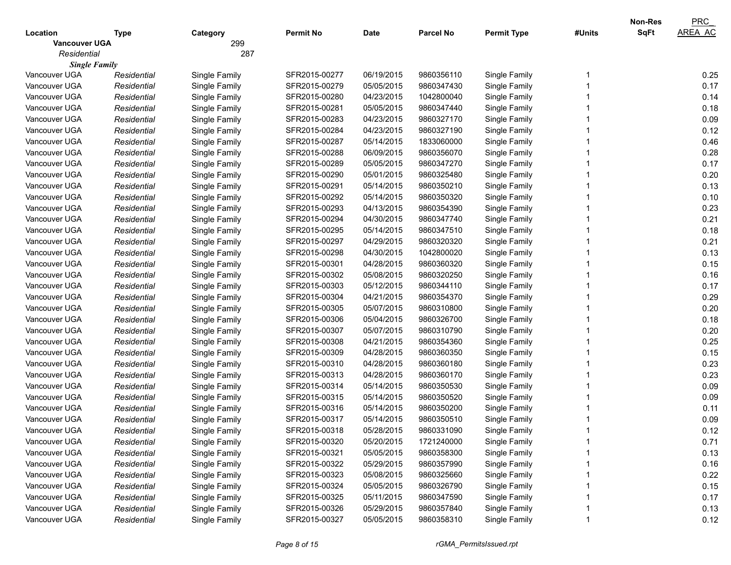| Location | Type | Category | Permit No | Date | Parcel No | Permit Type | #Units | Non-Res SqFt | PRC_ AREA_AC |
|---|---|---|---|---|---|---|---|---|---|
| **Vancouver UGA** | | 299 | | | | | | | |
| *Residential* | | 287 | | | | | | | |
| ***Single Family*** | | | | | | | | | |
| Vancouver UGA | *Residential* | Single Family | SFR2015-00277 | 06/19/2015 | 9860356110 | Single Family | 1 | | 0.25 |
| Vancouver UGA | *Residential* | Single Family | SFR2015-00279 | 05/05/2015 | 9860347430 | Single Family | 1 | | 0.17 |
| Vancouver UGA | *Residential* | Single Family | SFR2015-00280 | 04/23/2015 | 1042800040 | Single Family | 1 | | 0.14 |
| Vancouver UGA | *Residential* | Single Family | SFR2015-00281 | 05/05/2015 | 9860347440 | Single Family | 1 | | 0.18 |
| Vancouver UGA | *Residential* | Single Family | SFR2015-00283 | 04/23/2015 | 9860327170 | Single Family | 1 | | 0.09 |
| Vancouver UGA | *Residential* | Single Family | SFR2015-00284 | 04/23/2015 | 9860327190 | Single Family | 1 | | 0.12 |
| Vancouver UGA | *Residential* | Single Family | SFR2015-00287 | 05/14/2015 | 1833060000 | Single Family | 1 | | 0.46 |
| Vancouver UGA | *Residential* | Single Family | SFR2015-00288 | 06/09/2015 | 9860356070 | Single Family | 1 | | 0.28 |
| Vancouver UGA | *Residential* | Single Family | SFR2015-00289 | 05/05/2015 | 9860347270 | Single Family | 1 | | 0.17 |
| Vancouver UGA | *Residential* | Single Family | SFR2015-00290 | 05/01/2015 | 9860325480 | Single Family | 1 | | 0.20 |
| Vancouver UGA | *Residential* | Single Family | SFR2015-00291 | 05/14/2015 | 9860350210 | Single Family | 1 | | 0.13 |
| Vancouver UGA | *Residential* | Single Family | SFR2015-00292 | 05/14/2015 | 9860350320 | Single Family | 1 | | 0.10 |
| Vancouver UGA | *Residential* | Single Family | SFR2015-00293 | 04/13/2015 | 9860354390 | Single Family | 1 | | 0.23 |
| Vancouver UGA | *Residential* | Single Family | SFR2015-00294 | 04/30/2015 | 9860347740 | Single Family | 1 | | 0.21 |
| Vancouver UGA | *Residential* | Single Family | SFR2015-00295 | 05/14/2015 | 9860347510 | Single Family | 1 | | 0.18 |
| Vancouver UGA | *Residential* | Single Family | SFR2015-00297 | 04/29/2015 | 9860320320 | Single Family | 1 | | 0.21 |
| Vancouver UGA | *Residential* | Single Family | SFR2015-00298 | 04/30/2015 | 1042800020 | Single Family | 1 | | 0.13 |
| Vancouver UGA | *Residential* | Single Family | SFR2015-00301 | 04/28/2015 | 9860360320 | Single Family | 1 | | 0.15 |
| Vancouver UGA | *Residential* | Single Family | SFR2015-00302 | 05/08/2015 | 9860320250 | Single Family | 1 | | 0.16 |
| Vancouver UGA | *Residential* | Single Family | SFR2015-00303 | 05/12/2015 | 9860344110 | Single Family | 1 | | 0.17 |
| Vancouver UGA | *Residential* | Single Family | SFR2015-00304 | 04/21/2015 | 9860354370 | Single Family | 1 | | 0.29 |
| Vancouver UGA | *Residential* | Single Family | SFR2015-00305 | 05/07/2015 | 9860310800 | Single Family | 1 | | 0.20 |
| Vancouver UGA | *Residential* | Single Family | SFR2015-00306 | 05/04/2015 | 9860326700 | Single Family | 1 | | 0.18 |
| Vancouver UGA | *Residential* | Single Family | SFR2015-00307 | 05/07/2015 | 9860310790 | Single Family | 1 | | 0.20 |
| Vancouver UGA | *Residential* | Single Family | SFR2015-00308 | 04/21/2015 | 9860354360 | Single Family | 1 | | 0.25 |
| Vancouver UGA | *Residential* | Single Family | SFR2015-00309 | 04/28/2015 | 9860360350 | Single Family | 1 | | 0.15 |
| Vancouver UGA | *Residential* | Single Family | SFR2015-00310 | 04/28/2015 | 9860360180 | Single Family | 1 | | 0.23 |
| Vancouver UGA | *Residential* | Single Family | SFR2015-00313 | 04/28/2015 | 9860360170 | Single Family | 1 | | 0.23 |
| Vancouver UGA | *Residential* | Single Family | SFR2015-00314 | 05/14/2015 | 9860350530 | Single Family | 1 | | 0.09 |
| Vancouver UGA | *Residential* | Single Family | SFR2015-00315 | 05/14/2015 | 9860350520 | Single Family | 1 | | 0.09 |
| Vancouver UGA | *Residential* | Single Family | SFR2015-00316 | 05/14/2015 | 9860350200 | Single Family | 1 | | 0.11 |
| Vancouver UGA | *Residential* | Single Family | SFR2015-00317 | 05/14/2015 | 9860350510 | Single Family | 1 | | 0.09 |
| Vancouver UGA | *Residential* | Single Family | SFR2015-00318 | 05/28/2015 | 9860331090 | Single Family | 1 | | 0.12 |
| Vancouver UGA | *Residential* | Single Family | SFR2015-00320 | 05/20/2015 | 1721240000 | Single Family | 1 | | 0.71 |
| Vancouver UGA | *Residential* | Single Family | SFR2015-00321 | 05/05/2015 | 9860358300 | Single Family | 1 | | 0.13 |
| Vancouver UGA | *Residential* | Single Family | SFR2015-00322 | 05/29/2015 | 9860357990 | Single Family | 1 | | 0.16 |
| Vancouver UGA | *Residential* | Single Family | SFR2015-00323 | 05/08/2015 | 9860325660 | Single Family | 1 | | 0.22 |
| Vancouver UGA | *Residential* | Single Family | SFR2015-00324 | 05/05/2015 | 9860326790 | Single Family | 1 | | 0.15 |
| Vancouver UGA | *Residential* | Single Family | SFR2015-00325 | 05/11/2015 | 9860347590 | Single Family | 1 | | 0.17 |
| Vancouver UGA | *Residential* | Single Family | SFR2015-00326 | 05/29/2015 | 9860357840 | Single Family | 1 | | 0.13 |
| Vancouver UGA | *Residential* | Single Family | SFR2015-00327 | 05/05/2015 | 9860358310 | Single Family | 1 | | 0.12 |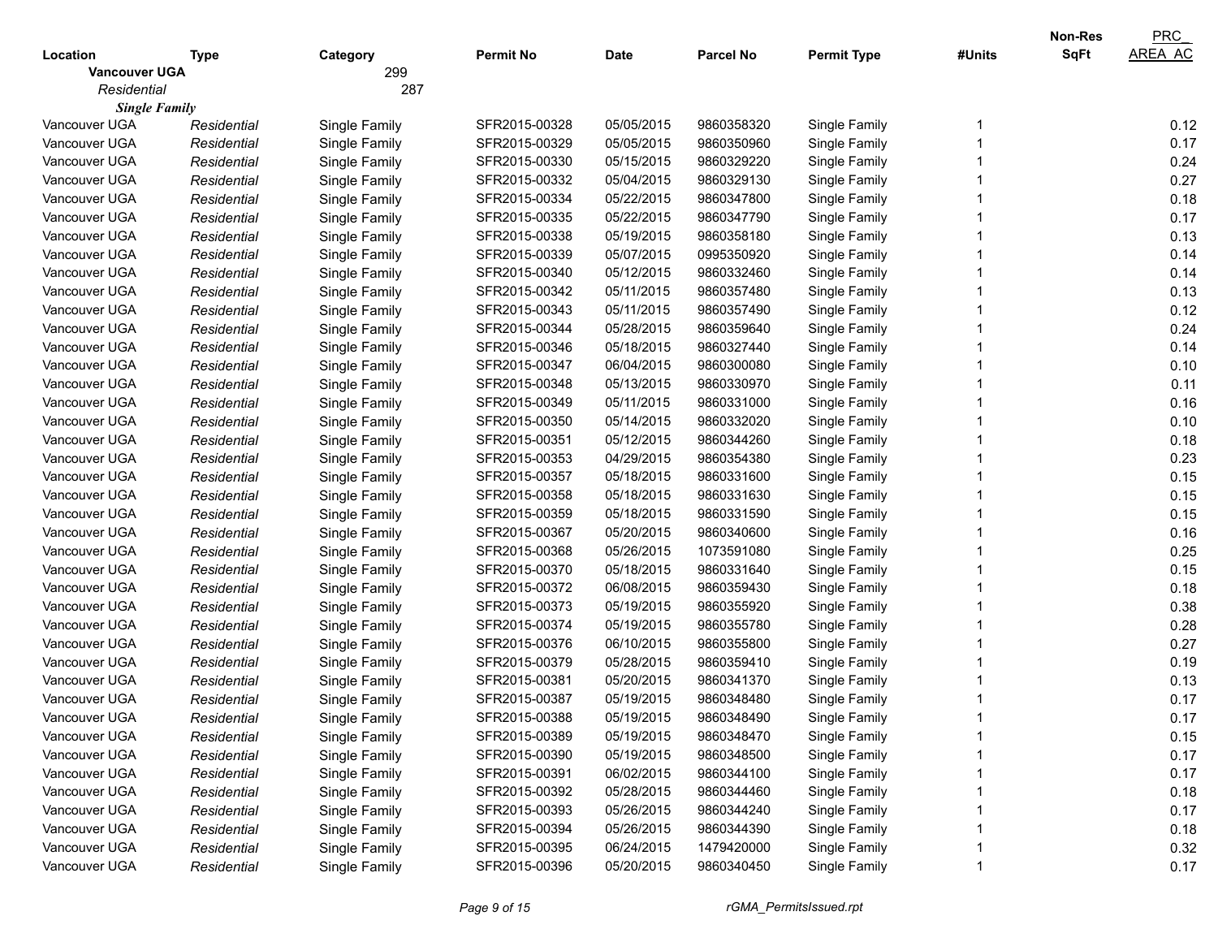| Location | Type | Category | Permit No | Date | Parcel No | Permit Type | #Units | Non-Res SqFt | PRC_AREA_AC |
|---|---|---|---|---|---|---|---|---|---|
| **Vancouver UGA** | | 299 | | | | | | | |
| *Residential* | | 287 | | | | | | | |
| ***Single Family*** | | | | | | | | | |
| Vancouver UGA | *Residential* | Single Family | SFR2015-00328 | 05/05/2015 | 9860358320 | Single Family | 1 | | 0.12 |
| Vancouver UGA | *Residential* | Single Family | SFR2015-00329 | 05/05/2015 | 9860350960 | Single Family | 1 | | 0.17 |
| Vancouver UGA | *Residential* | Single Family | SFR2015-00330 | 05/15/2015 | 9860329220 | Single Family | 1 | | 0.24 |
| Vancouver UGA | *Residential* | Single Family | SFR2015-00332 | 05/04/2015 | 9860329130 | Single Family | 1 | | 0.27 |
| Vancouver UGA | *Residential* | Single Family | SFR2015-00334 | 05/22/2015 | 9860347800 | Single Family | 1 | | 0.18 |
| Vancouver UGA | *Residential* | Single Family | SFR2015-00335 | 05/22/2015 | 9860347790 | Single Family | 1 | | 0.17 |
| Vancouver UGA | *Residential* | Single Family | SFR2015-00338 | 05/19/2015 | 9860358180 | Single Family | 1 | | 0.13 |
| Vancouver UGA | *Residential* | Single Family | SFR2015-00339 | 05/07/2015 | 0995350920 | Single Family | 1 | | 0.14 |
| Vancouver UGA | *Residential* | Single Family | SFR2015-00340 | 05/12/2015 | 9860332460 | Single Family | 1 | | 0.14 |
| Vancouver UGA | *Residential* | Single Family | SFR2015-00342 | 05/11/2015 | 9860357480 | Single Family | 1 | | 0.13 |
| Vancouver UGA | *Residential* | Single Family | SFR2015-00343 | 05/11/2015 | 9860357490 | Single Family | 1 | | 0.12 |
| Vancouver UGA | *Residential* | Single Family | SFR2015-00344 | 05/28/2015 | 9860359640 | Single Family | 1 | | 0.24 |
| Vancouver UGA | *Residential* | Single Family | SFR2015-00346 | 05/18/2015 | 9860327440 | Single Family | 1 | | 0.14 |
| Vancouver UGA | *Residential* | Single Family | SFR2015-00347 | 06/04/2015 | 9860300080 | Single Family | 1 | | 0.10 |
| Vancouver UGA | *Residential* | Single Family | SFR2015-00348 | 05/13/2015 | 9860330970 | Single Family | 1 | | 0.11 |
| Vancouver UGA | *Residential* | Single Family | SFR2015-00349 | 05/11/2015 | 9860331000 | Single Family | 1 | | 0.16 |
| Vancouver UGA | *Residential* | Single Family | SFR2015-00350 | 05/14/2015 | 9860332020 | Single Family | 1 | | 0.10 |
| Vancouver UGA | *Residential* | Single Family | SFR2015-00351 | 05/12/2015 | 9860344260 | Single Family | 1 | | 0.18 |
| Vancouver UGA | *Residential* | Single Family | SFR2015-00353 | 04/29/2015 | 9860354380 | Single Family | 1 | | 0.23 |
| Vancouver UGA | *Residential* | Single Family | SFR2015-00357 | 05/18/2015 | 9860331600 | Single Family | 1 | | 0.15 |
| Vancouver UGA | *Residential* | Single Family | SFR2015-00358 | 05/18/2015 | 9860331630 | Single Family | 1 | | 0.15 |
| Vancouver UGA | *Residential* | Single Family | SFR2015-00359 | 05/18/2015 | 9860331590 | Single Family | 1 | | 0.15 |
| Vancouver UGA | *Residential* | Single Family | SFR2015-00367 | 05/20/2015 | 9860340600 | Single Family | 1 | | 0.16 |
| Vancouver UGA | *Residential* | Single Family | SFR2015-00368 | 05/26/2015 | 1073591080 | Single Family | 1 | | 0.25 |
| Vancouver UGA | *Residential* | Single Family | SFR2015-00370 | 05/18/2015 | 9860331640 | Single Family | 1 | | 0.15 |
| Vancouver UGA | *Residential* | Single Family | SFR2015-00372 | 06/08/2015 | 9860359430 | Single Family | 1 | | 0.18 |
| Vancouver UGA | *Residential* | Single Family | SFR2015-00373 | 05/19/2015 | 9860355920 | Single Family | 1 | | 0.38 |
| Vancouver UGA | *Residential* | Single Family | SFR2015-00374 | 05/19/2015 | 9860355780 | Single Family | 1 | | 0.28 |
| Vancouver UGA | *Residential* | Single Family | SFR2015-00376 | 06/10/2015 | 9860355800 | Single Family | 1 | | 0.27 |
| Vancouver UGA | *Residential* | Single Family | SFR2015-00379 | 05/28/2015 | 9860359410 | Single Family | 1 | | 0.19 |
| Vancouver UGA | *Residential* | Single Family | SFR2015-00381 | 05/20/2015 | 9860341370 | Single Family | 1 | | 0.13 |
| Vancouver UGA | *Residential* | Single Family | SFR2015-00387 | 05/19/2015 | 9860348480 | Single Family | 1 | | 0.17 |
| Vancouver UGA | *Residential* | Single Family | SFR2015-00388 | 05/19/2015 | 9860348490 | Single Family | 1 | | 0.17 |
| Vancouver UGA | *Residential* | Single Family | SFR2015-00389 | 05/19/2015 | 9860348470 | Single Family | 1 | | 0.15 |
| Vancouver UGA | *Residential* | Single Family | SFR2015-00390 | 05/19/2015 | 9860348500 | Single Family | 1 | | 0.17 |
| Vancouver UGA | *Residential* | Single Family | SFR2015-00391 | 06/02/2015 | 9860344100 | Single Family | 1 | | 0.17 |
| Vancouver UGA | *Residential* | Single Family | SFR2015-00392 | 05/28/2015 | 9860344460 | Single Family | 1 | | 0.18 |
| Vancouver UGA | *Residential* | Single Family | SFR2015-00393 | 05/26/2015 | 9860344240 | Single Family | 1 | | 0.17 |
| Vancouver UGA | *Residential* | Single Family | SFR2015-00394 | 05/26/2015 | 9860344390 | Single Family | 1 | | 0.18 |
| Vancouver UGA | *Residential* | Single Family | SFR2015-00395 | 06/24/2015 | 1479420000 | Single Family | 1 | | 0.32 |
| Vancouver UGA | *Residential* | Single Family | SFR2015-00396 | 05/20/2015 | 9860340450 | Single Family | 1 | | 0.17 |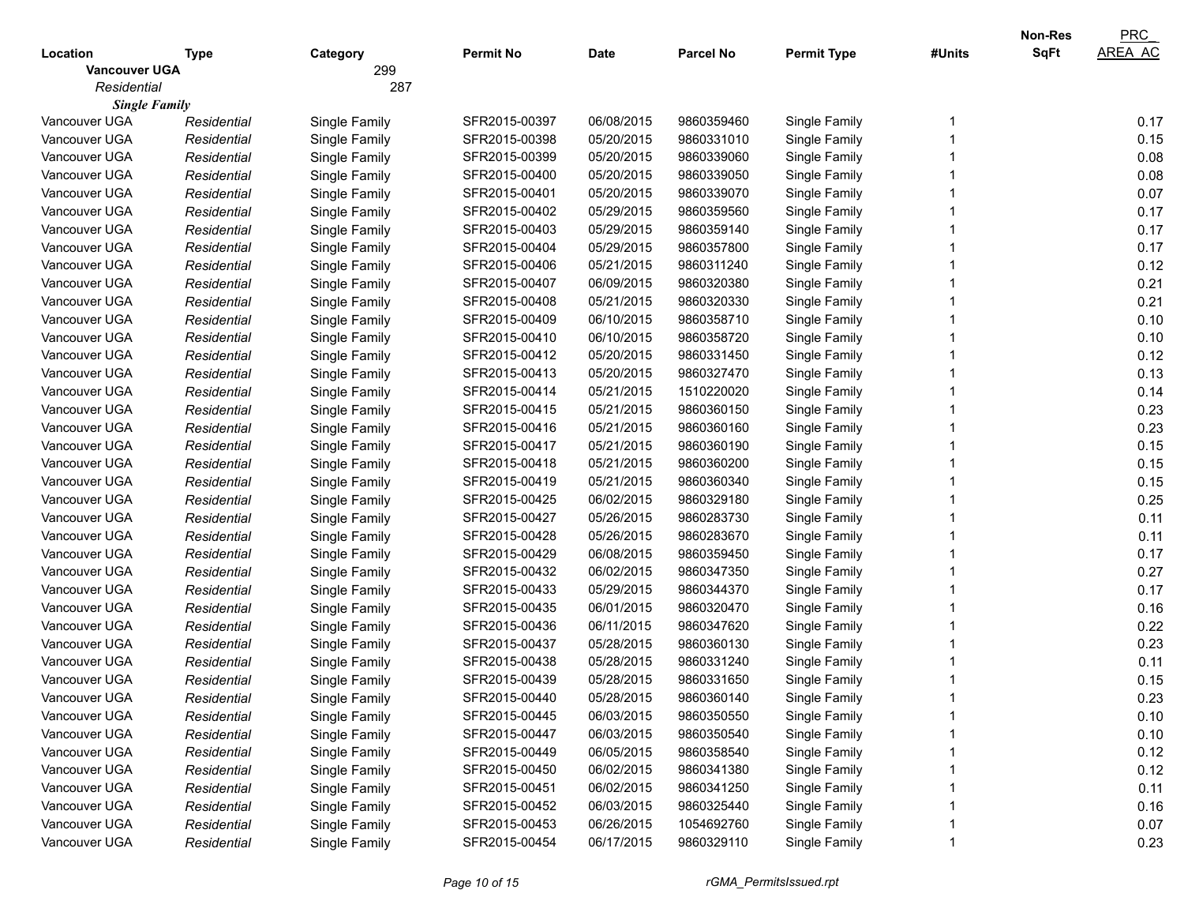| Location | Type | Category | Permit No | Date | Parcel No | Permit Type | #Units | Non-Res SqFt | PRC_AREA_AC |
|---|---|---|---|---|---|---|---|---|---|
| **Vancouver UGA** | | 299 | | | | | | | |
| *Residential* | | 287 | | | | | | | |
| ***Single Family*** | | | | | | | | | |
| Vancouver UGA | *Residential* | Single Family | SFR2015-00397 | 06/08/2015 | 9860359460 | Single Family | 1 | | 0.17 |
| Vancouver UGA | *Residential* | Single Family | SFR2015-00398 | 05/20/2015 | 9860331010 | Single Family | 1 | | 0.15 |
| Vancouver UGA | *Residential* | Single Family | SFR2015-00399 | 05/20/2015 | 9860339060 | Single Family | 1 | | 0.08 |
| Vancouver UGA | *Residential* | Single Family | SFR2015-00400 | 05/20/2015 | 9860339050 | Single Family | 1 | | 0.08 |
| Vancouver UGA | *Residential* | Single Family | SFR2015-00401 | 05/20/2015 | 9860339070 | Single Family | 1 | | 0.07 |
| Vancouver UGA | *Residential* | Single Family | SFR2015-00402 | 05/29/2015 | 9860359560 | Single Family | 1 | | 0.17 |
| Vancouver UGA | *Residential* | Single Family | SFR2015-00403 | 05/29/2015 | 9860359140 | Single Family | 1 | | 0.17 |
| Vancouver UGA | *Residential* | Single Family | SFR2015-00404 | 05/29/2015 | 9860357800 | Single Family | 1 | | 0.17 |
| Vancouver UGA | *Residential* | Single Family | SFR2015-00406 | 05/21/2015 | 9860311240 | Single Family | 1 | | 0.12 |
| Vancouver UGA | *Residential* | Single Family | SFR2015-00407 | 06/09/2015 | 9860320380 | Single Family | 1 | | 0.21 |
| Vancouver UGA | *Residential* | Single Family | SFR2015-00408 | 05/21/2015 | 9860320330 | Single Family | 1 | | 0.21 |
| Vancouver UGA | *Residential* | Single Family | SFR2015-00409 | 06/10/2015 | 9860358710 | Single Family | 1 | | 0.10 |
| Vancouver UGA | *Residential* | Single Family | SFR2015-00410 | 06/10/2015 | 9860358720 | Single Family | 1 | | 0.10 |
| Vancouver UGA | *Residential* | Single Family | SFR2015-00412 | 05/20/2015 | 9860331450 | Single Family | 1 | | 0.12 |
| Vancouver UGA | *Residential* | Single Family | SFR2015-00413 | 05/20/2015 | 9860327470 | Single Family | 1 | | 0.13 |
| Vancouver UGA | *Residential* | Single Family | SFR2015-00414 | 05/21/2015 | 1510220020 | Single Family | 1 | | 0.14 |
| Vancouver UGA | *Residential* | Single Family | SFR2015-00415 | 05/21/2015 | 9860360150 | Single Family | 1 | | 0.23 |
| Vancouver UGA | *Residential* | Single Family | SFR2015-00416 | 05/21/2015 | 9860360160 | Single Family | 1 | | 0.23 |
| Vancouver UGA | *Residential* | Single Family | SFR2015-00417 | 05/21/2015 | 9860360190 | Single Family | 1 | | 0.15 |
| Vancouver UGA | *Residential* | Single Family | SFR2015-00418 | 05/21/2015 | 9860360200 | Single Family | 1 | | 0.15 |
| Vancouver UGA | *Residential* | Single Family | SFR2015-00419 | 05/21/2015 | 9860360340 | Single Family | 1 | | 0.15 |
| Vancouver UGA | *Residential* | Single Family | SFR2015-00425 | 06/02/2015 | 9860329180 | Single Family | 1 | | 0.25 |
| Vancouver UGA | *Residential* | Single Family | SFR2015-00427 | 05/26/2015 | 9860283730 | Single Family | 1 | | 0.11 |
| Vancouver UGA | *Residential* | Single Family | SFR2015-00428 | 05/26/2015 | 9860283670 | Single Family | 1 | | 0.11 |
| Vancouver UGA | *Residential* | Single Family | SFR2015-00429 | 06/08/2015 | 9860359450 | Single Family | 1 | | 0.17 |
| Vancouver UGA | *Residential* | Single Family | SFR2015-00432 | 06/02/2015 | 9860347350 | Single Family | 1 | | 0.27 |
| Vancouver UGA | *Residential* | Single Family | SFR2015-00433 | 05/29/2015 | 9860344370 | Single Family | 1 | | 0.17 |
| Vancouver UGA | *Residential* | Single Family | SFR2015-00435 | 06/01/2015 | 9860320470 | Single Family | 1 | | 0.16 |
| Vancouver UGA | *Residential* | Single Family | SFR2015-00436 | 06/11/2015 | 9860347620 | Single Family | 1 | | 0.22 |
| Vancouver UGA | *Residential* | Single Family | SFR2015-00437 | 05/28/2015 | 9860360130 | Single Family | 1 | | 0.23 |
| Vancouver UGA | *Residential* | Single Family | SFR2015-00438 | 05/28/2015 | 9860331240 | Single Family | 1 | | 0.11 |
| Vancouver UGA | *Residential* | Single Family | SFR2015-00439 | 05/28/2015 | 9860331650 | Single Family | 1 | | 0.15 |
| Vancouver UGA | *Residential* | Single Family | SFR2015-00440 | 05/28/2015 | 9860360140 | Single Family | 1 | | 0.23 |
| Vancouver UGA | *Residential* | Single Family | SFR2015-00445 | 06/03/2015 | 9860350550 | Single Family | 1 | | 0.10 |
| Vancouver UGA | *Residential* | Single Family | SFR2015-00447 | 06/03/2015 | 9860350540 | Single Family | 1 | | 0.10 |
| Vancouver UGA | *Residential* | Single Family | SFR2015-00449 | 06/05/2015 | 9860358540 | Single Family | 1 | | 0.12 |
| Vancouver UGA | *Residential* | Single Family | SFR2015-00450 | 06/02/2015 | 9860341380 | Single Family | 1 | | 0.12 |
| Vancouver UGA | *Residential* | Single Family | SFR2015-00451 | 06/02/2015 | 9860341250 | Single Family | 1 | | 0.11 |
| Vancouver UGA | *Residential* | Single Family | SFR2015-00452 | 06/03/2015 | 9860325440 | Single Family | 1 | | 0.16 |
| Vancouver UGA | *Residential* | Single Family | SFR2015-00453 | 06/26/2015 | 1054692760 | Single Family | 1 | | 0.07 |
| Vancouver UGA | *Residential* | Single Family | SFR2015-00454 | 06/17/2015 | 9860329110 | Single Family | 1 | | 0.23 |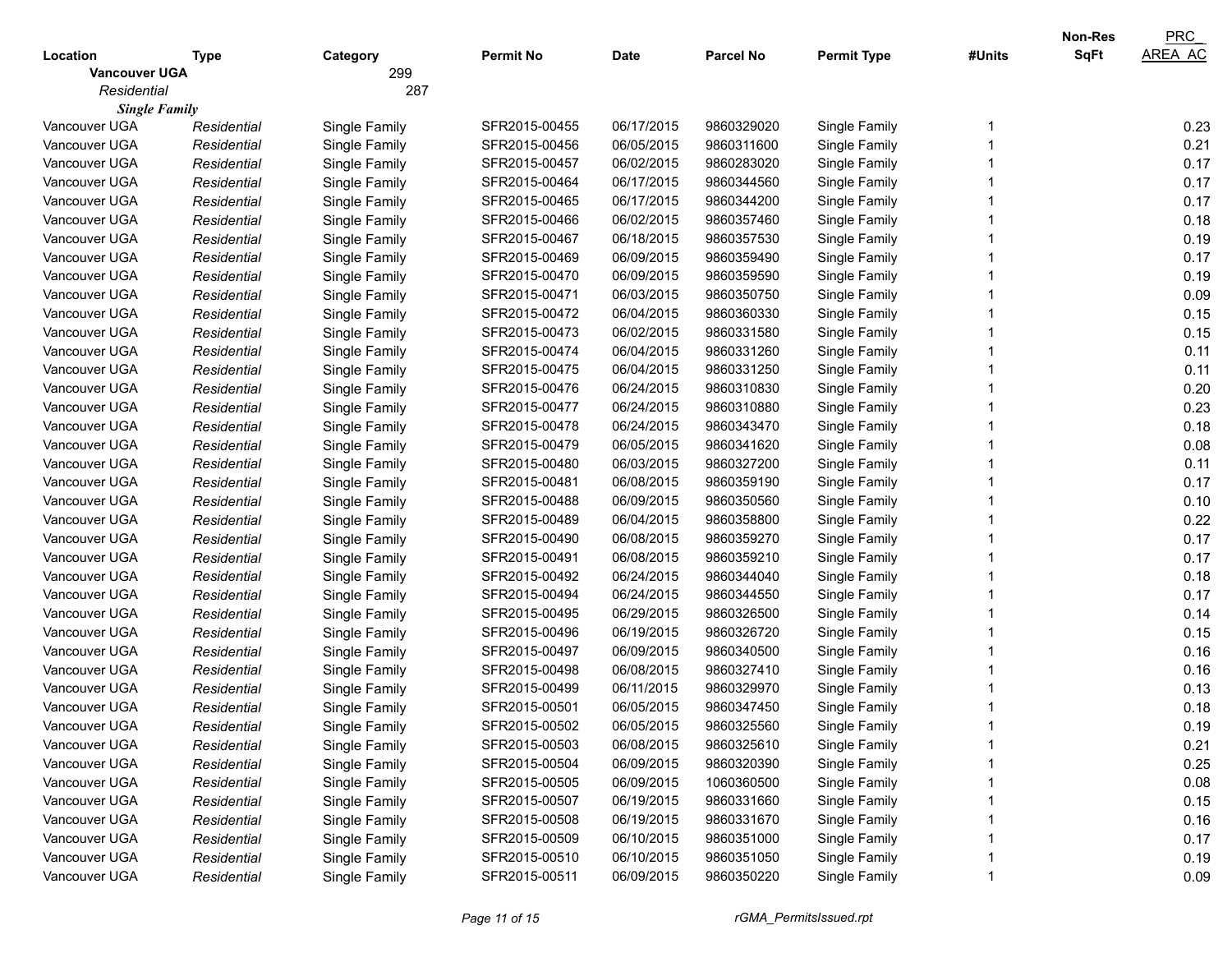| Location | Type | Category | Permit No | Date | Parcel No | Permit Type | #Units | Non-Res SqFt | PRC_ AREA_AC |
|---|---|---|---|---|---|---|---|---|---|
| **Vancouver UGA** | | 299 | | | | | | | |
| *Residential* | | 287 | | | | | | | |
| ***Single Family*** | | | | | | | | | |
| Vancouver UGA | *Residential* | Single Family | SFR2015-00455 | 06/17/2015 | 9860329020 | Single Family | 1 | | 0.23 |
| Vancouver UGA | *Residential* | Single Family | SFR2015-00456 | 06/05/2015 | 9860311600 | Single Family | 1 | | 0.21 |
| Vancouver UGA | *Residential* | Single Family | SFR2015-00457 | 06/02/2015 | 9860283020 | Single Family | 1 | | 0.17 |
| Vancouver UGA | *Residential* | Single Family | SFR2015-00464 | 06/17/2015 | 9860344560 | Single Family | 1 | | 0.17 |
| Vancouver UGA | *Residential* | Single Family | SFR2015-00465 | 06/17/2015 | 9860344200 | Single Family | 1 | | 0.17 |
| Vancouver UGA | *Residential* | Single Family | SFR2015-00466 | 06/02/2015 | 9860357460 | Single Family | 1 | | 0.18 |
| Vancouver UGA | *Residential* | Single Family | SFR2015-00467 | 06/18/2015 | 9860357530 | Single Family | 1 | | 0.19 |
| Vancouver UGA | *Residential* | Single Family | SFR2015-00469 | 06/09/2015 | 9860359490 | Single Family | 1 | | 0.17 |
| Vancouver UGA | *Residential* | Single Family | SFR2015-00470 | 06/09/2015 | 9860359590 | Single Family | 1 | | 0.19 |
| Vancouver UGA | *Residential* | Single Family | SFR2015-00471 | 06/03/2015 | 9860350750 | Single Family | 1 | | 0.09 |
| Vancouver UGA | *Residential* | Single Family | SFR2015-00472 | 06/04/2015 | 9860360330 | Single Family | 1 | | 0.15 |
| Vancouver UGA | *Residential* | Single Family | SFR2015-00473 | 06/02/2015 | 9860331580 | Single Family | 1 | | 0.15 |
| Vancouver UGA | *Residential* | Single Family | SFR2015-00474 | 06/04/2015 | 9860331260 | Single Family | 1 | | 0.11 |
| Vancouver UGA | *Residential* | Single Family | SFR2015-00475 | 06/04/2015 | 9860331250 | Single Family | 1 | | 0.11 |
| Vancouver UGA | *Residential* | Single Family | SFR2015-00476 | 06/24/2015 | 9860310830 | Single Family | 1 | | 0.20 |
| Vancouver UGA | *Residential* | Single Family | SFR2015-00477 | 06/24/2015 | 9860310880 | Single Family | 1 | | 0.23 |
| Vancouver UGA | *Residential* | Single Family | SFR2015-00478 | 06/24/2015 | 9860343470 | Single Family | 1 | | 0.18 |
| Vancouver UGA | *Residential* | Single Family | SFR2015-00479 | 06/05/2015 | 9860341620 | Single Family | 1 | | 0.08 |
| Vancouver UGA | *Residential* | Single Family | SFR2015-00480 | 06/03/2015 | 9860327200 | Single Family | 1 | | 0.11 |
| Vancouver UGA | *Residential* | Single Family | SFR2015-00481 | 06/08/2015 | 9860359190 | Single Family | 1 | | 0.17 |
| Vancouver UGA | *Residential* | Single Family | SFR2015-00488 | 06/09/2015 | 9860350560 | Single Family | 1 | | 0.10 |
| Vancouver UGA | *Residential* | Single Family | SFR2015-00489 | 06/04/2015 | 9860358800 | Single Family | 1 | | 0.22 |
| Vancouver UGA | *Residential* | Single Family | SFR2015-00490 | 06/08/2015 | 9860359270 | Single Family | 1 | | 0.17 |
| Vancouver UGA | *Residential* | Single Family | SFR2015-00491 | 06/08/2015 | 9860359210 | Single Family | 1 | | 0.17 |
| Vancouver UGA | *Residential* | Single Family | SFR2015-00492 | 06/24/2015 | 9860344040 | Single Family | 1 | | 0.18 |
| Vancouver UGA | *Residential* | Single Family | SFR2015-00494 | 06/24/2015 | 9860344550 | Single Family | 1 | | 0.17 |
| Vancouver UGA | *Residential* | Single Family | SFR2015-00495 | 06/29/2015 | 9860326500 | Single Family | 1 | | 0.14 |
| Vancouver UGA | *Residential* | Single Family | SFR2015-00496 | 06/19/2015 | 9860326720 | Single Family | 1 | | 0.15 |
| Vancouver UGA | *Residential* | Single Family | SFR2015-00497 | 06/09/2015 | 9860340500 | Single Family | 1 | | 0.16 |
| Vancouver UGA | *Residential* | Single Family | SFR2015-00498 | 06/08/2015 | 9860327410 | Single Family | 1 | | 0.16 |
| Vancouver UGA | *Residential* | Single Family | SFR2015-00499 | 06/11/2015 | 9860329970 | Single Family | 1 | | 0.13 |
| Vancouver UGA | *Residential* | Single Family | SFR2015-00501 | 06/05/2015 | 9860347450 | Single Family | 1 | | 0.18 |
| Vancouver UGA | *Residential* | Single Family | SFR2015-00502 | 06/05/2015 | 9860325560 | Single Family | 1 | | 0.19 |
| Vancouver UGA | *Residential* | Single Family | SFR2015-00503 | 06/08/2015 | 9860325610 | Single Family | 1 | | 0.21 |
| Vancouver UGA | *Residential* | Single Family | SFR2015-00504 | 06/09/2015 | 9860320390 | Single Family | 1 | | 0.25 |
| Vancouver UGA | *Residential* | Single Family | SFR2015-00505 | 06/09/2015 | 1060360500 | Single Family | 1 | | 0.08 |
| Vancouver UGA | *Residential* | Single Family | SFR2015-00507 | 06/19/2015 | 9860331660 | Single Family | 1 | | 0.15 |
| Vancouver UGA | *Residential* | Single Family | SFR2015-00508 | 06/19/2015 | 9860331670 | Single Family | 1 | | 0.16 |
| Vancouver UGA | *Residential* | Single Family | SFR2015-00509 | 06/10/2015 | 9860351000 | Single Family | 1 | | 0.17 |
| Vancouver UGA | *Residential* | Single Family | SFR2015-00510 | 06/10/2015 | 9860351050 | Single Family | 1 | | 0.19 |
| Vancouver UGA | *Residential* | Single Family | SFR2015-00511 | 06/09/2015 | 9860350220 | Single Family | 1 | | 0.09 |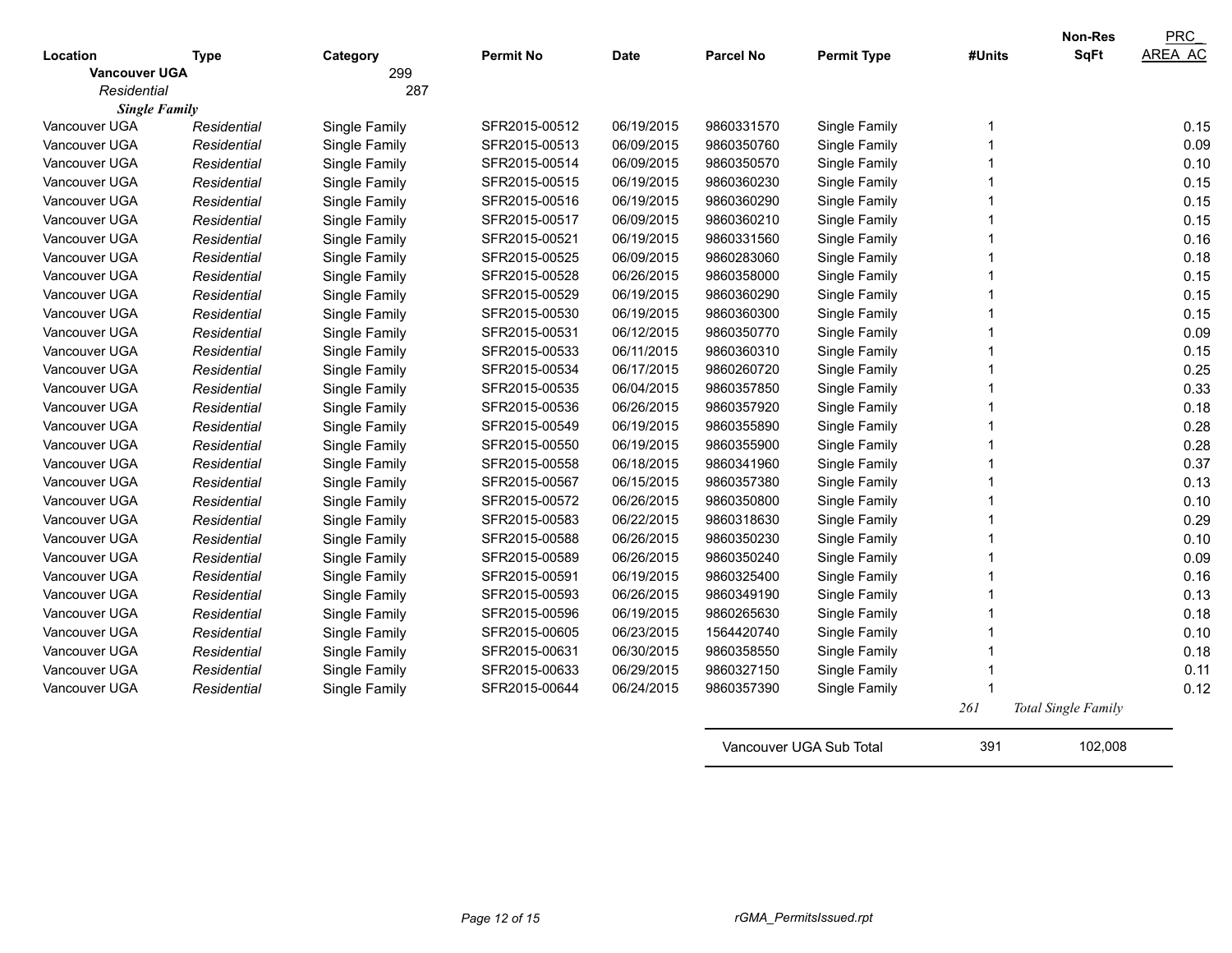| Location | Type | Category | Permit No | Date | Parcel No | Permit Type | #Units | Non-Res SqFt | PRC_ AREA_AC |
|---|---|---|---|---|---|---|---|---|---|
| **Vancouver UGA** | | 299 | | | | | | | |
| *Residential* | | 287 | | | | | | | |
| ***Single Family*** | | | | | | | | | |
| Vancouver UGA | *Residential* | Single Family | SFR2015-00512 | 06/19/2015 | 9860331570 | Single Family | 1 | | 0.15 |
| Vancouver UGA | *Residential* | Single Family | SFR2015-00513 | 06/09/2015 | 9860350760 | Single Family | 1 | | 0.09 |
| Vancouver UGA | *Residential* | Single Family | SFR2015-00514 | 06/09/2015 | 9860350570 | Single Family | 1 | | 0.10 |
| Vancouver UGA | *Residential* | Single Family | SFR2015-00515 | 06/19/2015 | 9860360230 | Single Family | 1 | | 0.15 |
| Vancouver UGA | *Residential* | Single Family | SFR2015-00516 | 06/19/2015 | 9860360290 | Single Family | 1 | | 0.15 |
| Vancouver UGA | *Residential* | Single Family | SFR2015-00517 | 06/09/2015 | 9860360210 | Single Family | 1 | | 0.15 |
| Vancouver UGA | *Residential* | Single Family | SFR2015-00521 | 06/19/2015 | 9860331560 | Single Family | 1 | | 0.16 |
| Vancouver UGA | *Residential* | Single Family | SFR2015-00525 | 06/09/2015 | 9860283060 | Single Family | 1 | | 0.18 |
| Vancouver UGA | *Residential* | Single Family | SFR2015-00528 | 06/26/2015 | 9860358000 | Single Family | 1 | | 0.15 |
| Vancouver UGA | *Residential* | Single Family | SFR2015-00529 | 06/19/2015 | 9860360290 | Single Family | 1 | | 0.15 |
| Vancouver UGA | *Residential* | Single Family | SFR2015-00530 | 06/19/2015 | 9860360300 | Single Family | 1 | | 0.15 |
| Vancouver UGA | *Residential* | Single Family | SFR2015-00531 | 06/12/2015 | 9860350770 | Single Family | 1 | | 0.09 |
| Vancouver UGA | *Residential* | Single Family | SFR2015-00533 | 06/11/2015 | 9860360310 | Single Family | 1 | | 0.15 |
| Vancouver UGA | *Residential* | Single Family | SFR2015-00534 | 06/17/2015 | 9860260720 | Single Family | 1 | | 0.25 |
| Vancouver UGA | *Residential* | Single Family | SFR2015-00535 | 06/04/2015 | 9860357850 | Single Family | 1 | | 0.33 |
| Vancouver UGA | *Residential* | Single Family | SFR2015-00536 | 06/26/2015 | 9860357920 | Single Family | 1 | | 0.18 |
| Vancouver UGA | *Residential* | Single Family | SFR2015-00549 | 06/19/2015 | 9860355890 | Single Family | 1 | | 0.28 |
| Vancouver UGA | *Residential* | Single Family | SFR2015-00550 | 06/19/2015 | 9860355900 | Single Family | 1 | | 0.28 |
| Vancouver UGA | *Residential* | Single Family | SFR2015-00558 | 06/18/2015 | 9860341960 | Single Family | 1 | | 0.37 |
| Vancouver UGA | *Residential* | Single Family | SFR2015-00567 | 06/15/2015 | 9860357380 | Single Family | 1 | | 0.13 |
| Vancouver UGA | *Residential* | Single Family | SFR2015-00572 | 06/26/2015 | 9860350800 | Single Family | 1 | | 0.10 |
| Vancouver UGA | *Residential* | Single Family | SFR2015-00583 | 06/22/2015 | 9860318630 | Single Family | 1 | | 0.29 |
| Vancouver UGA | *Residential* | Single Family | SFR2015-00588 | 06/26/2015 | 9860350230 | Single Family | 1 | | 0.10 |
| Vancouver UGA | *Residential* | Single Family | SFR2015-00589 | 06/26/2015 | 9860350240 | Single Family | 1 | | 0.09 |
| Vancouver UGA | *Residential* | Single Family | SFR2015-00591 | 06/19/2015 | 9860325400 | Single Family | 1 | | 0.16 |
| Vancouver UGA | *Residential* | Single Family | SFR2015-00593 | 06/26/2015 | 9860349190 | Single Family | 1 | | 0.13 |
| Vancouver UGA | *Residential* | Single Family | SFR2015-00596 | 06/19/2015 | 9860265630 | Single Family | 1 | | 0.18 |
| Vancouver UGA | *Residential* | Single Family | SFR2015-00605 | 06/23/2015 | 1564420740 | Single Family | 1 | | 0.10 |
| Vancouver UGA | *Residential* | Single Family | SFR2015-00631 | 06/30/2015 | 9860358550 | Single Family | 1 | | 0.18 |
| Vancouver UGA | *Residential* | Single Family | SFR2015-00633 | 06/29/2015 | 9860327150 | Single Family | 1 | | 0.11 |
| Vancouver UGA | *Residential* | Single Family | SFR2015-00644 | 06/24/2015 | 9860357390 | Single Family | 1 | | 0.12 |
| | | | | | | | *261* | *Total Single Family* | |
| | | | | | Vancouver UGA Sub Total | | 391 | 102,008 | |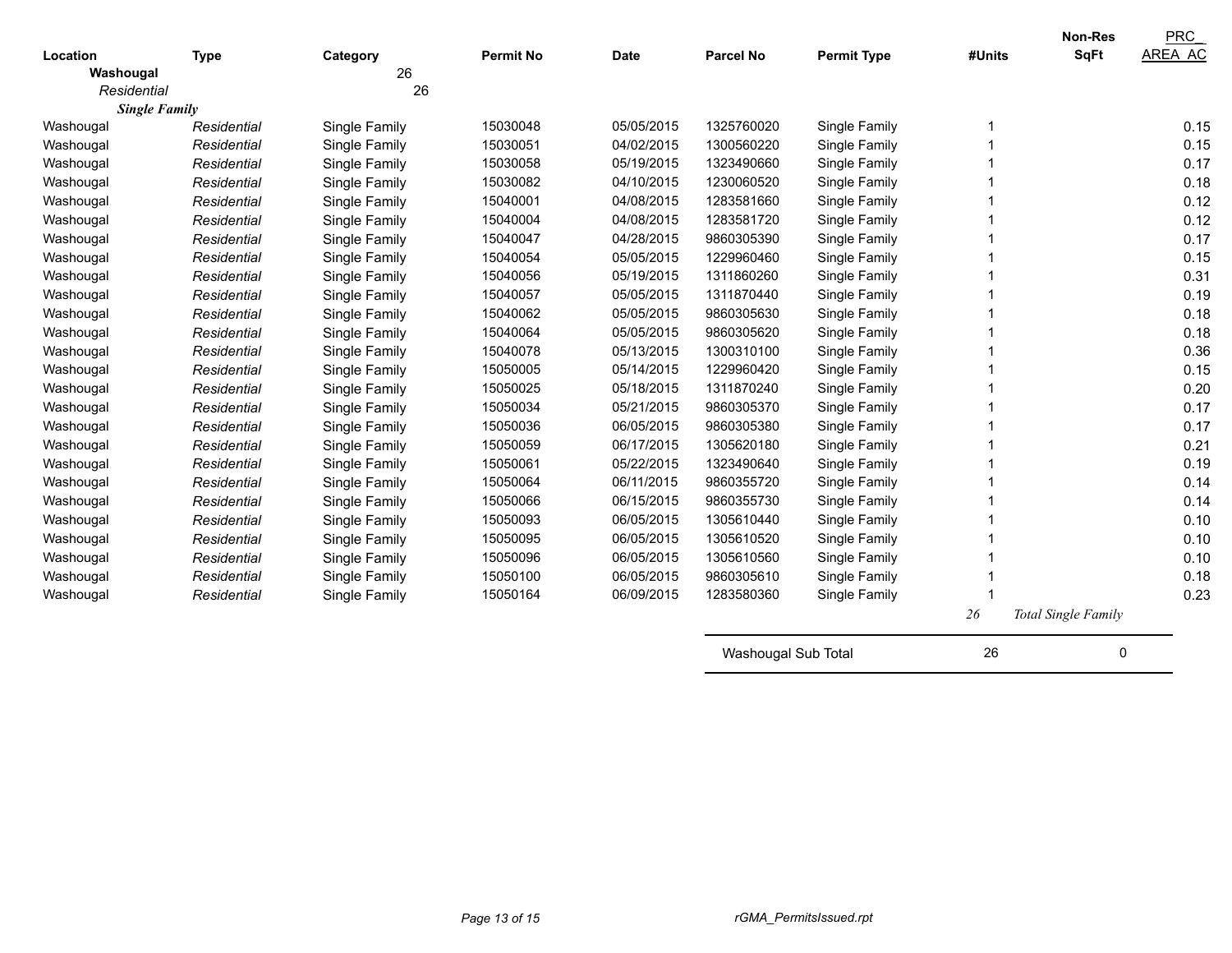| Location | Type | Category | Permit No | Date | Parcel No | Permit Type | #Units | Non-Res SqFt | PRC_ AREA_AC |
|---|---|---|---|---|---|---|---|---|---|
| **Washougal** | | 26 | | | | | | | |
| *Residential* | | 26 | | | | | | | |
| ***Single Family*** | | | | | | | | | |
| Washougal | *Residential* | Single Family | 15030048 | 05/05/2015 | 1325760020 | Single Family | 1 | | 0.15 |
| Washougal | *Residential* | Single Family | 15030051 | 04/02/2015 | 1300560220 | Single Family | 1 | | 0.15 |
| Washougal | *Residential* | Single Family | 15030058 | 05/19/2015 | 1323490660 | Single Family | 1 | | 0.17 |
| Washougal | *Residential* | Single Family | 15030082 | 04/10/2015 | 1230060520 | Single Family | 1 | | 0.18 |
| Washougal | *Residential* | Single Family | 15040001 | 04/08/2015 | 1283581660 | Single Family | 1 | | 0.12 |
| Washougal | *Residential* | Single Family | 15040004 | 04/08/2015 | 1283581720 | Single Family | 1 | | 0.12 |
| Washougal | *Residential* | Single Family | 15040047 | 04/28/2015 | 9860305390 | Single Family | 1 | | 0.17 |
| Washougal | *Residential* | Single Family | 15040054 | 05/05/2015 | 1229960460 | Single Family | 1 | | 0.15 |
| Washougal | *Residential* | Single Family | 15040056 | 05/19/2015 | 1311860260 | Single Family | 1 | | 0.31 |
| Washougal | *Residential* | Single Family | 15040057 | 05/05/2015 | 1311870440 | Single Family | 1 | | 0.19 |
| Washougal | *Residential* | Single Family | 15040062 | 05/05/2015 | 9860305630 | Single Family | 1 | | 0.18 |
| Washougal | *Residential* | Single Family | 15040064 | 05/05/2015 | 9860305620 | Single Family | 1 | | 0.18 |
| Washougal | *Residential* | Single Family | 15040078 | 05/13/2015 | 1300310100 | Single Family | 1 | | 0.36 |
| Washougal | *Residential* | Single Family | 15050005 | 05/14/2015 | 1229960420 | Single Family | 1 | | 0.15 |
| Washougal | *Residential* | Single Family | 15050025 | 05/18/2015 | 1311870240 | Single Family | 1 | | 0.20 |
| Washougal | *Residential* | Single Family | 15050034 | 05/21/2015 | 9860305370 | Single Family | 1 | | 0.17 |
| Washougal | *Residential* | Single Family | 15050036 | 06/05/2015 | 9860305380 | Single Family | 1 | | 0.17 |
| Washougal | *Residential* | Single Family | 15050059 | 06/17/2015 | 1305620180 | Single Family | 1 | | 0.21 |
| Washougal | *Residential* | Single Family | 15050061 | 05/22/2015 | 1323490640 | Single Family | 1 | | 0.19 |
| Washougal | *Residential* | Single Family | 15050064 | 06/11/2015 | 9860355720 | Single Family | 1 | | 0.14 |
| Washougal | *Residential* | Single Family | 15050066 | 06/15/2015 | 9860355730 | Single Family | 1 | | 0.14 |
| Washougal | *Residential* | Single Family | 15050093 | 06/05/2015 | 1305610440 | Single Family | 1 | | 0.10 |
| Washougal | *Residential* | Single Family | 15050095 | 06/05/2015 | 1305610520 | Single Family | 1 | | 0.10 |
| Washougal | *Residential* | Single Family | 15050096 | 06/05/2015 | 1305610560 | Single Family | 1 | | 0.10 |
| Washougal | *Residential* | Single Family | 15050100 | 06/05/2015 | 9860305610 | Single Family | 1 | | 0.18 |
| Washougal | *Residential* | Single Family | 15050164 | 06/09/2015 | 1283580360 | Single Family | 1 | | 0.23 |
| | | | | | | | *26* | *Total Single Family* | |
| | | | | | Washougal Sub Total | | 26 | 0 | |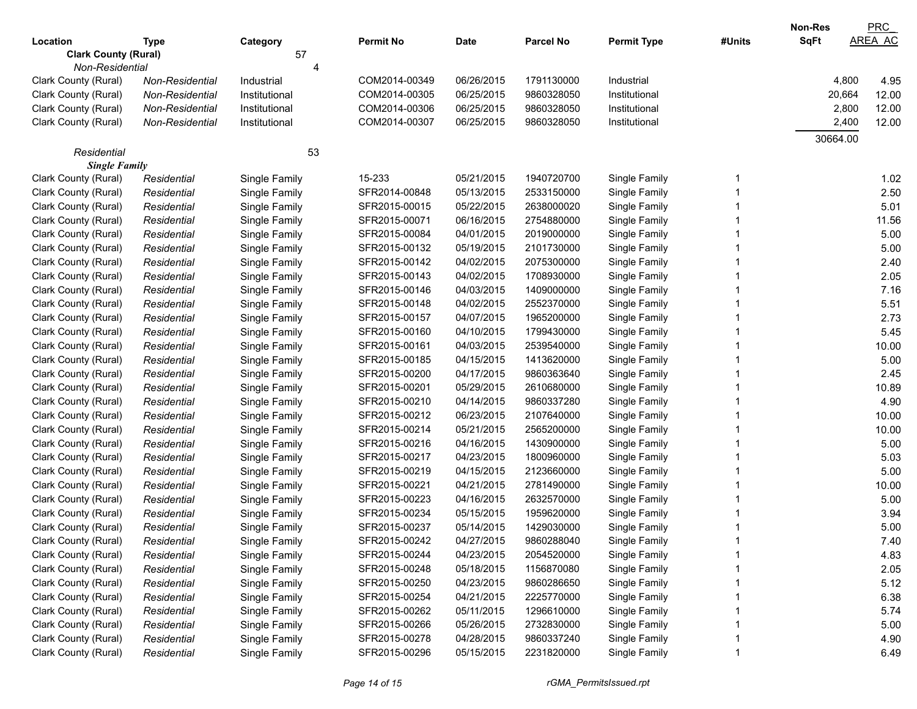| Location | Type | Category | Permit No | Date | Parcel No | Permit Type | #Units | Non-Res SqFt | PRC_ AREA_AC |
|---|---|---|---|---|---|---|---|---|---|
| **Clark County (Rural)** | | 57 | | | | | | | |
| *Non-Residential* | | 4 | | | | | | | |
| Clark County (Rural) | *Non-Residential* | Industrial | COM2014-00349 | 06/26/2015 | 1791130000 | Industrial | | 4,800 | 4.95 |
| Clark County (Rural) | *Non-Residential* | Institutional | COM2014-00305 | 06/25/2015 | 9860328050 | Institutional | | 20,664 | 12.00 |
| Clark County (Rural) | *Non-Residential* | Institutional | COM2014-00306 | 06/25/2015 | 9860328050 | Institutional | | 2,800 | 12.00 |
| Clark County (Rural) | *Non-Residential* | Institutional | COM2014-00307 | 06/25/2015 | 9860328050 | Institutional | | 2,400 | 12.00 |
| | | | | | | | | 30664.00 | |
| *Residential* | | 53 | | | | | | | |
| ***Single Family*** | | | | | | | | | |
| Clark County (Rural) | *Residential* | Single Family | 15-233 | 05/21/2015 | 1940720700 | Single Family | 1 | | 1.02 |
| Clark County (Rural) | *Residential* | Single Family | SFR2014-00848 | 05/13/2015 | 2533150000 | Single Family | 1 | | 2.50 |
| Clark County (Rural) | *Residential* | Single Family | SFR2015-00015 | 05/22/2015 | 2638000020 | Single Family | 1 | | 5.01 |
| Clark County (Rural) | *Residential* | Single Family | SFR2015-00071 | 06/16/2015 | 2754880000 | Single Family | 1 | | 11.56 |
| Clark County (Rural) | *Residential* | Single Family | SFR2015-00084 | 04/01/2015 | 2019000000 | Single Family | 1 | | 5.00 |
| Clark County (Rural) | *Residential* | Single Family | SFR2015-00132 | 05/19/2015 | 2101730000 | Single Family | 1 | | 5.00 |
| Clark County (Rural) | *Residential* | Single Family | SFR2015-00142 | 04/02/2015 | 2075300000 | Single Family | 1 | | 2.40 |
| Clark County (Rural) | *Residential* | Single Family | SFR2015-00143 | 04/02/2015 | 1708930000 | Single Family | 1 | | 2.05 |
| Clark County (Rural) | *Residential* | Single Family | SFR2015-00146 | 04/03/2015 | 1409000000 | Single Family | 1 | | 7.16 |
| Clark County (Rural) | *Residential* | Single Family | SFR2015-00148 | 04/02/2015 | 2552370000 | Single Family | 1 | | 5.51 |
| Clark County (Rural) | *Residential* | Single Family | SFR2015-00157 | 04/07/2015 | 1965200000 | Single Family | 1 | | 2.73 |
| Clark County (Rural) | *Residential* | Single Family | SFR2015-00160 | 04/10/2015 | 1799430000 | Single Family | 1 | | 5.45 |
| Clark County (Rural) | *Residential* | Single Family | SFR2015-00161 | 04/03/2015 | 2539540000 | Single Family | 1 | | 10.00 |
| Clark County (Rural) | *Residential* | Single Family | SFR2015-00185 | 04/15/2015 | 1413620000 | Single Family | 1 | | 5.00 |
| Clark County (Rural) | *Residential* | Single Family | SFR2015-00200 | 04/17/2015 | 9860363640 | Single Family | 1 | | 2.45 |
| Clark County (Rural) | *Residential* | Single Family | SFR2015-00201 | 05/29/2015 | 2610680000 | Single Family | 1 | | 10.89 |
| Clark County (Rural) | *Residential* | Single Family | SFR2015-00210 | 04/14/2015 | 9860337280 | Single Family | 1 | | 4.90 |
| Clark County (Rural) | *Residential* | Single Family | SFR2015-00212 | 06/23/2015 | 2107640000 | Single Family | 1 | | 10.00 |
| Clark County (Rural) | *Residential* | Single Family | SFR2015-00214 | 05/21/2015 | 2565200000 | Single Family | 1 | | 10.00 |
| Clark County (Rural) | *Residential* | Single Family | SFR2015-00216 | 04/16/2015 | 1430900000 | Single Family | 1 | | 5.00 |
| Clark County (Rural) | *Residential* | Single Family | SFR2015-00217 | 04/23/2015 | 1800960000 | Single Family | 1 | | 5.03 |
| Clark County (Rural) | *Residential* | Single Family | SFR2015-00219 | 04/15/2015 | 2123660000 | Single Family | 1 | | 5.00 |
| Clark County (Rural) | *Residential* | Single Family | SFR2015-00221 | 04/21/2015 | 2781490000 | Single Family | 1 | | 10.00 |
| Clark County (Rural) | *Residential* | Single Family | SFR2015-00223 | 04/16/2015 | 2632570000 | Single Family | 1 | | 5.00 |
| Clark County (Rural) | *Residential* | Single Family | SFR2015-00234 | 05/15/2015 | 1959620000 | Single Family | 1 | | 3.94 |
| Clark County (Rural) | *Residential* | Single Family | SFR2015-00237 | 05/14/2015 | 1429030000 | Single Family | 1 | | 5.00 |
| Clark County (Rural) | *Residential* | Single Family | SFR2015-00242 | 04/27/2015 | 9860288040 | Single Family | 1 | | 7.40 |
| Clark County (Rural) | *Residential* | Single Family | SFR2015-00244 | 04/23/2015 | 2054520000 | Single Family | 1 | | 4.83 |
| Clark County (Rural) | *Residential* | Single Family | SFR2015-00248 | 05/18/2015 | 1156870080 | Single Family | 1 | | 2.05 |
| Clark County (Rural) | *Residential* | Single Family | SFR2015-00250 | 04/23/2015 | 9860286650 | Single Family | 1 | | 5.12 |
| Clark County (Rural) | *Residential* | Single Family | SFR2015-00254 | 04/21/2015 | 2225770000 | Single Family | 1 | | 6.38 |
| Clark County (Rural) | *Residential* | Single Family | SFR2015-00262 | 05/11/2015 | 1296610000 | Single Family | 1 | | 5.74 |
| Clark County (Rural) | *Residential* | Single Family | SFR2015-00266 | 05/26/2015 | 2732830000 | Single Family | 1 | | 5.00 |
| Clark County (Rural) | *Residential* | Single Family | SFR2015-00278 | 04/28/2015 | 9860337240 | Single Family | 1 | | 4.90 |
| Clark County (Rural) | *Residential* | Single Family | SFR2015-00296 | 05/15/2015 | 2231820000 | Single Family | 1 | | 6.49 |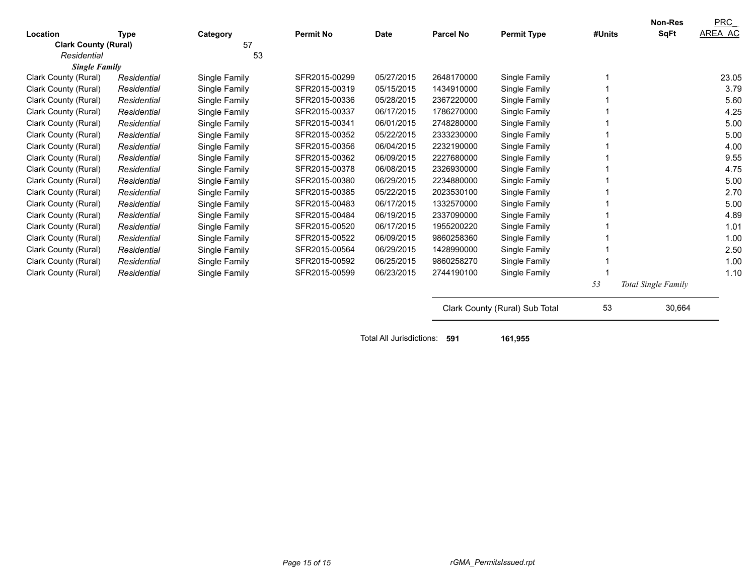| Location | Type | Category | Permit No | Date | Parcel No | Permit Type | #Units | Non-Res SqFt | PRC_ AREA_AC |
|---|---|---|---|---|---|---|---|---|---|
| **Clark County (Rural)** | | 57 | | | | | | | |
| *Residential* | | 53 | | | | | | | |
| ***Single Family*** | | | | | | | | | |
| Clark County (Rural) | *Residential* | Single Family | SFR2015-00299 | 05/27/2015 | 2648170000 | Single Family | 1 | | 23.05 |
| Clark County (Rural) | *Residential* | Single Family | SFR2015-00319 | 05/15/2015 | 1434910000 | Single Family | 1 | | 3.79 |
| Clark County (Rural) | *Residential* | Single Family | SFR2015-00336 | 05/28/2015 | 2367220000 | Single Family | 1 | | 5.60 |
| Clark County (Rural) | *Residential* | Single Family | SFR2015-00337 | 06/17/2015 | 1786270000 | Single Family | 1 | | 4.25 |
| Clark County (Rural) | *Residential* | Single Family | SFR2015-00341 | 06/01/2015 | 2748280000 | Single Family | 1 | | 5.00 |
| Clark County (Rural) | *Residential* | Single Family | SFR2015-00352 | 05/22/2015 | 2333230000 | Single Family | 1 | | 5.00 |
| Clark County (Rural) | *Residential* | Single Family | SFR2015-00356 | 06/04/2015 | 2232190000 | Single Family | 1 | | 4.00 |
| Clark County (Rural) | *Residential* | Single Family | SFR2015-00362 | 06/09/2015 | 2227680000 | Single Family | 1 | | 9.55 |
| Clark County (Rural) | *Residential* | Single Family | SFR2015-00378 | 06/08/2015 | 2326930000 | Single Family | 1 | | 4.75 |
| Clark County (Rural) | *Residential* | Single Family | SFR2015-00380 | 06/29/2015 | 2234880000 | Single Family | 1 | | 5.00 |
| Clark County (Rural) | *Residential* | Single Family | SFR2015-00385 | 05/22/2015 | 2023530100 | Single Family | 1 | | 2.70 |
| Clark County (Rural) | *Residential* | Single Family | SFR2015-00483 | 06/17/2015 | 1332570000 | Single Family | 1 | | 5.00 |
| Clark County (Rural) | *Residential* | Single Family | SFR2015-00484 | 06/19/2015 | 2337090000 | Single Family | 1 | | 4.89 |
| Clark County (Rural) | *Residential* | Single Family | SFR2015-00520 | 06/17/2015 | 1955200220 | Single Family | 1 | | 1.01 |
| Clark County (Rural) | *Residential* | Single Family | SFR2015-00522 | 06/09/2015 | 9860258360 | Single Family | 1 | | 1.00 |
| Clark County (Rural) | *Residential* | Single Family | SFR2015-00564 | 06/29/2015 | 1428990000 | Single Family | 1 | | 2.50 |
| Clark County (Rural) | *Residential* | Single Family | SFR2015-00592 | 06/25/2015 | 9860258270 | Single Family | 1 | | 1.00 |
| Clark County (Rural) | *Residential* | Single Family | SFR2015-00599 | 06/23/2015 | 2744190100 | Single Family | 1 | | 1.10 |
| | | | | | | | *53* | *Total Single Family* | |
| | | | | | Clark County (Rural) Sub Total | | 53 | 30,664 | |

Total All Jurisdictions: **591** **161,955**